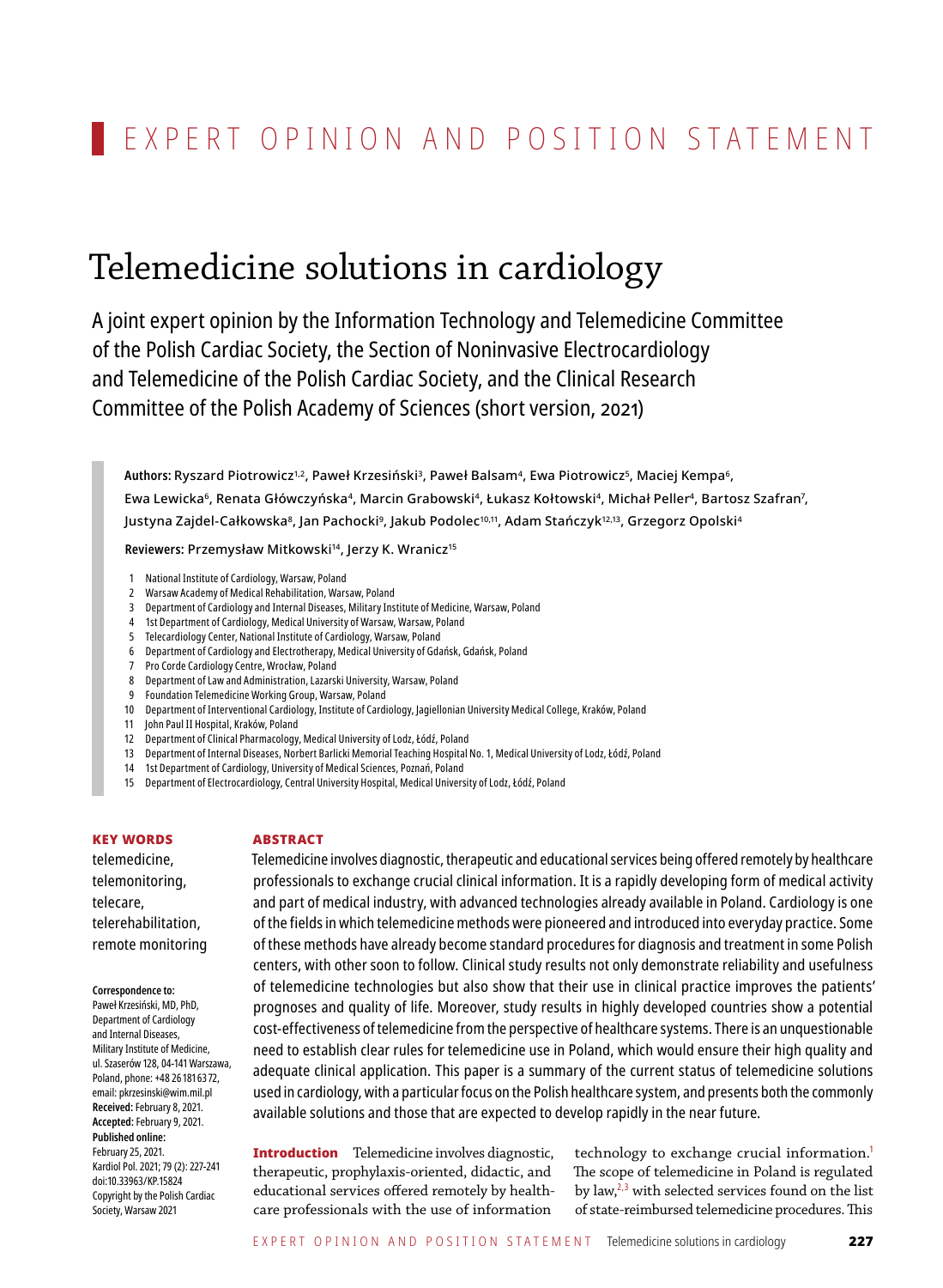# EXPERT OPINION AND POSITION STATEMENT

# Telemedicine solutions in cardiology

## A joint expert opinion by the Information Technology and Telemedicine Committee of the Polish Cardiac Society, the Section of Noninvasive Electrocardiology and Telemedicine of the Polish Cardiac Society, and the Clinical Research Committee of the Polish Academy of Sciences (short version, 2021)

**Authors:** Ryszard Piotrowicz[1,2], Paweł Krzesiński[3], Paweł Balsam[4], Ewa Piotrowicz[5], Maciej Kempa[6], Ewa Lewicka[6], Renata Główczyńska[4], Marcin Grabowski[4], Łukasz Kołtowski[4], Michał Peller[4], Bartosz Szafran[7], Justyna Zajdel-Całkowska[8], Jan Pachocki[9], Jakub Podolec[10,11], Adam Stańczyk[12,13], Grzegorz Opolski[4]

**Reviewers:** Przemysław Mitkowski[14], Jerzy K. Wranicz[15]

1 National Institute of Cardiology, Warsaw, Poland
2 Warsaw Academy of Medical Rehabilitation, Warsaw, Poland
3 Department of Cardiology and Internal Diseases, Military Institute of Medicine, Warsaw, Poland
4 1st Department of Cardiology, Medical University of Warsaw, Warsaw, Poland
5 Telecardiology Center, National Institute of Cardiology, Warsaw, Poland
6 Department of Cardiology and Electrotherapy, Medical University of Gdańsk, Gdańsk, Poland
7 Pro Corde Cardiology Centre, Wrocław, Poland
8 Department of Law and Administration, Lazarski University, Warsaw, Poland
9 Foundation Telemedicine Working Group, Warsaw, Poland
10 Department of Interventional Cardiology, Institute of Cardiology, Jagiellonian University Medical College, Kraków, Poland
11 John Paul II Hospital, Kraków, Poland
12 Department of Clinical Pharmacology, Medical University of Lodz, Łódź, Poland
13 Department of Internal Diseases, Norbert Barlicki Memorial Teaching Hospital No. 1, Medical University of Lodz, Łódź, Poland
14 1st Department of Cardiology, University of Medical Sciences, Poznań, Poland
15 Department of Electrocardiology, Central University Hospital, Medical University of Lodz, Łódź, Poland

**KEY WORDS**

telemedicine, telemonitoring, telecare, telerehabilitation, remote monitoring

**Correspondence to:**
Paweł Krzesiński, MD, PhD, Department of Cardiology and Internal Diseases, Military Institute of Medicine, ul. Szaserów 128, 04-141 Warszawa, Poland, phone: +48 26 181 63 72, email: pkrzesinski@wim.mil.pl
**Received:** February 8, 2021.
**Accepted:** February 9, 2021.
**Published online:** February 25, 2021.
Kardiol Pol. 2021; 79 (2): 227-241
doi:10.33963/KP.15824
Copyright by the Polish Cardiac Society, Warsaw 2021

**ABSTRACT**

Telemedicine involves diagnostic, therapeutic and educational services being offered remotely by healthcare professionals to exchange crucial clinical information. It is a rapidly developing form of medical activity and part of medical industry, with advanced technologies already available in Poland. Cardiology is one of the fields in which telemedicine methods were pioneered and introduced into everyday practice. Some of these methods have already become standard procedures for diagnosis and treatment in some Polish centers, with other soon to follow. Clinical study results not only demonstrate reliability and usefulness of telemedicine technologies but also show that their use in clinical practice improves the patients' prognoses and quality of life. Moreover, study results in highly developed countries show a potential cost-effectiveness of telemedicine from the perspective of healthcare systems. There is an unquestionable need to establish clear rules for telemedicine use in Poland, which would ensure their high quality and adequate clinical application. This paper is a summary of the current status of telemedicine solutions used in cardiology, with a particular focus on the Polish healthcare system, and presents both the commonly available solutions and those that are expected to develop rapidly in the near future.

**Introduction** Telemedicine involves diagnostic, therapeutic, prophylaxis-oriented, didactic, and educational services offered remotely by healthcare professionals with the use of information technology to exchange crucial information.[1] The scope of telemedicine in Poland is regulated by law,[2,3] with selected services found on the list of state-reimbursed telemedicine procedures. This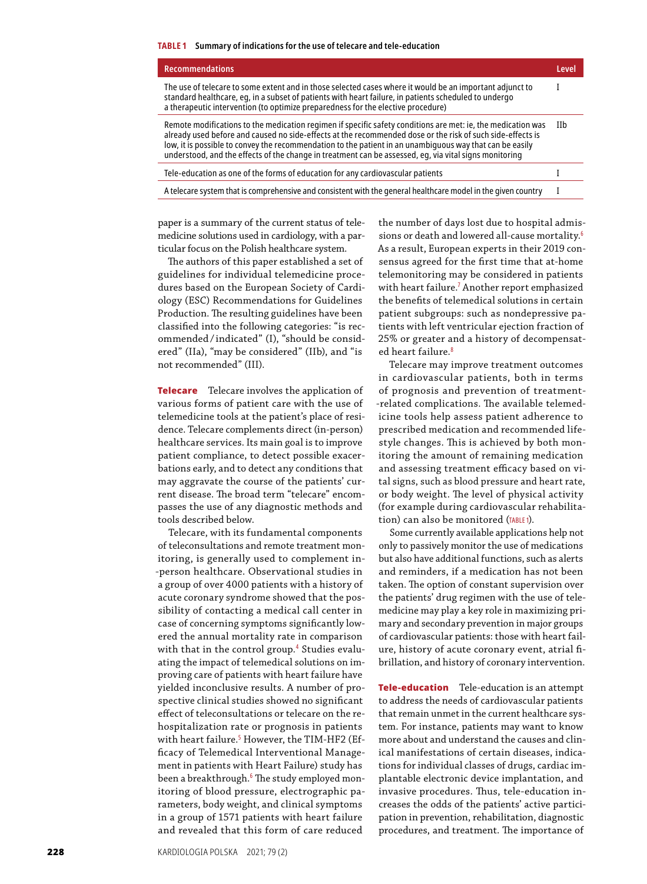**TABLE 1** Summary of indications for the use of telecare and tele-education

| Recommendations | Level |
|---|---|
| The use of telecare to some extent and in those selected cases where it would be an important adjunct to standard healthcare, eg, in a subset of patients with heart failure, in patients scheduled to undergo a therapeutic intervention (to optimize preparedness for the elective procedure) | I |
| Remote modifications to the medication regimen if specific safety conditions are met: ie, the medication was already used before and caused no side-effects at the recommended dose or the risk of such side-effects is low, it is possible to convey the recommendation to the patient in an unambiguous way that can be easily understood, and the effects of the change in treatment can be assessed, eg, via vital signs monitoring | IIb |
| Tele-education as one of the forms of education for any cardiovascular patients | I |
| A telecare system that is comprehensive and consistent with the general healthcare model in the given country | I |

paper is a summary of the current status of telemedicine solutions used in cardiology, with a particular focus on the Polish healthcare system.

The authors of this paper established a set of guidelines for individual telemedicine procedures based on the European Society of Cardiology (ESC) Recommendations for Guidelines Production. The resulting guidelines have been classified into the following categories: "is recommended / indicated" (I), "should be considered" (IIa), "may be considered" (IIb), and "is not recommended" (III).

**Telecare** Telecare involves the application of various forms of patient care with the use of telemedicine tools at the patient's place of residence. Telecare complements direct (in-person) healthcare services. Its main goal is to improve patient compliance, to detect possible exacerbations early, and to detect any conditions that may aggravate the course of the patients' current disease. The broad term "telecare" encompasses the use of any diagnostic methods and tools described below.

Telecare, with its fundamental components of teleconsultations and remote treatment monitoring, is generally used to complement in-person healthcare. Observational studies in a group of over 4000 patients with a history of acute coronary syndrome showed that the possibility of contacting a medical call center in case of concerning symptoms significantly lowered the annual mortality rate in comparison with that in the control group.[4] Studies evaluating the impact of telemedical solutions on improving care of patients with heart failure have yielded inconclusive results. A number of prospective clinical studies showed no significant effect of teleconsultations or telecare on the rehospitalization rate or prognosis in patients with heart failure.[5] However, the TIM-HF2 (Efficacy of Telemedical Interventional Management in patients with Heart Failure) study has been a breakthrough.[6] The study employed monitoring of blood pressure, electrographic parameters, body weight, and clinical symptoms in a group of 1571 patients with heart failure and revealed that this form of care reduced the number of days lost due to hospital admissions or death and lowered all-cause mortality.[6] As a result, European experts in their 2019 consensus agreed for the first time that at-home telemonitoring may be considered in patients with heart failure.[7] Another report emphasized the benefits of telemedical solutions in certain patient subgroups: such as nondepressive patients with left ventricular ejection fraction of 25% or greater and a history of decompensated heart failure.[8]

Telecare may improve treatment outcomes in cardiovascular patients, both in terms of prognosis and prevention of treatment-related complications. The available telemedicine tools help assess patient adherence to prescribed medication and recommended lifestyle changes. This is achieved by both monitoring the amount of remaining medication and assessing treatment efficacy based on vital signs, such as blood pressure and heart rate, or body weight. The level of physical activity (for example during cardiovascular rehabilitation) can also be monitored (TABLE 1).

Some currently available applications help not only to passively monitor the use of medications but also have additional functions, such as alerts and reminders, if a medication has not been taken. The option of constant supervision over the patients' drug regimen with the use of telemedicine may play a key role in maximizing primary and secondary prevention in major groups of cardiovascular patients: those with heart failure, history of acute coronary event, atrial fibrillation, and history of coronary intervention.

**Tele-education** Tele-education is an attempt to address the needs of cardiovascular patients that remain unmet in the current healthcare system. For instance, patients may want to know more about and understand the causes and clinical manifestations of certain diseases, indications for individual classes of drugs, cardiac implantable electronic device implantation, and invasive procedures. Thus, tele-education increases the odds of the patients' active participation in prevention, rehabilitation, diagnostic procedures, and treatment. The importance of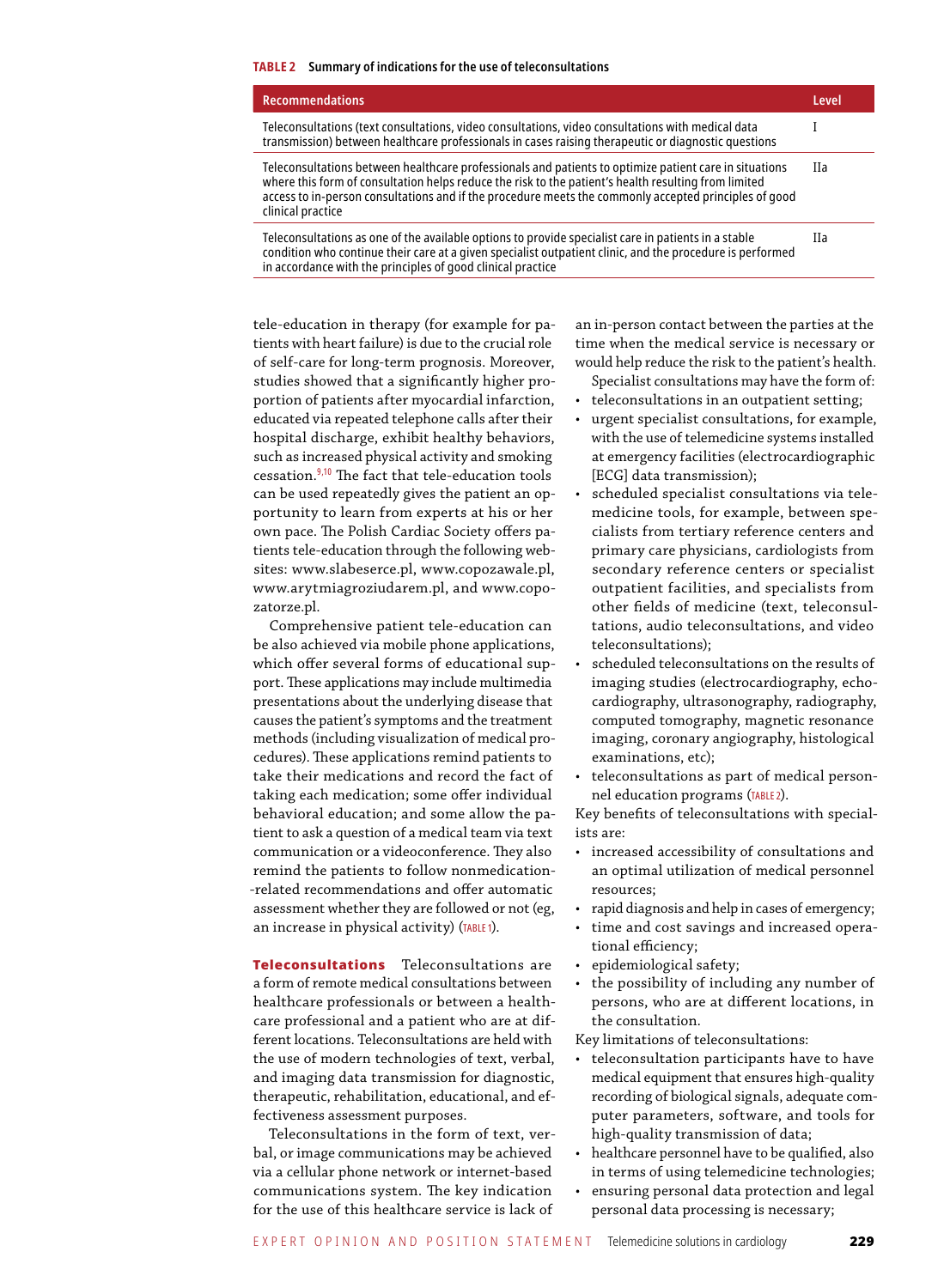**TABLE 2** Summary of indications for the use of teleconsultations

| Recommendations | Level |
|---|---|
| Teleconsultations (text consultations, video consultations, video consultations with medical data transmission) between healthcare professionals in cases raising therapeutic or diagnostic questions | I |
| Teleconsultations between healthcare professionals and patients to optimize patient care in situations where this form of consultation helps reduce the risk to the patient's health resulting from limited access to in-person consultations and if the procedure meets the commonly accepted principles of good clinical practice | IIa |
| Teleconsultations as one of the available options to provide specialist care in patients in a stable condition who continue their care at a given specialist outpatient clinic, and the procedure is performed in accordance with the principles of good clinical practice | IIa |

tele-education in therapy (for example for patients with heart failure) is due to the crucial role of self-care for long-term prognosis. Moreover, studies showed that a significantly higher proportion of patients after myocardial infarction, educated via repeated telephone calls after their hospital discharge, exhibit healthy behaviors, such as increased physical activity and smoking cessation.[9,10] The fact that tele-education tools can be used repeatedly gives the patient an opportunity to learn from experts at his or her own pace. The Polish Cardiac Society offers patients tele-education through the following websites: www.slabeserce.pl, www.copozawale.pl, www.arytmiagroziudarem.pl, and www.copozatorze.pl.

Comprehensive patient tele-education can be also achieved via mobile phone applications, which offer several forms of educational support. These applications may include multimedia presentations about the underlying disease that causes the patient's symptoms and the treatment methods (including visualization of medical procedures). These applications remind patients to take their medications and record the fact of taking each medication; some offer individual behavioral education; and some allow the patient to ask a question of a medical team via text communication or a videoconference. They also remind the patients to follow nonmedication-related recommendations and offer automatic assessment whether they are followed or not (eg, an increase in physical activity) (TABLE 1).

**Teleconsultations** Teleconsultations are a form of remote medical consultations between healthcare professionals or between a healthcare professional and a patient who are at different locations. Teleconsultations are held with the use of modern technologies of text, verbal, and imaging data transmission for diagnostic, therapeutic, rehabilitation, educational, and effectiveness assessment purposes.

Teleconsultations in the form of text, verbal, or image communications may be achieved via a cellular phone network or internet-based communications system. The key indication for the use of this healthcare service is lack of an in-person contact between the parties at the time when the medical service is necessary or would help reduce the risk to the patient's health.

Specialist consultations may have the form of:

- teleconsultations in an outpatient setting;
- urgent specialist consultations, for example, with the use of telemedicine systems installed at emergency facilities (electrocardiographic [ECG] data transmission);
- scheduled specialist consultations via telemedicine tools, for example, between specialists from tertiary reference centers and primary care physicians, cardiologists from secondary reference centers or specialist outpatient facilities, and specialists from other fields of medicine (text, teleconsultations, audio teleconsultations, and video teleconsultations);
- scheduled teleconsultations on the results of imaging studies (electrocardiography, echocardiography, ultrasonography, radiography, computed tomography, magnetic resonance imaging, coronary angiography, histological examinations, etc);
- teleconsultations as part of medical personnel education programs (TABLE 2).

Key benefits of teleconsultations with specialists are:

- increased accessibility of consultations and an optimal utilization of medical personnel resources;
- rapid diagnosis and help in cases of emergency;
- time and cost savings and increased operational efficiency;
- epidemiological safety;
- the possibility of including any number of persons, who are at different locations, in the consultation.

Key limitations of teleconsultations:

- teleconsultation participants have to have medical equipment that ensures high-quality recording of biological signals, adequate computer parameters, software, and tools for high-quality transmission of data;
- healthcare personnel have to be qualified, also in terms of using telemedicine technologies;
- ensuring personal data protection and legal personal data processing is necessary;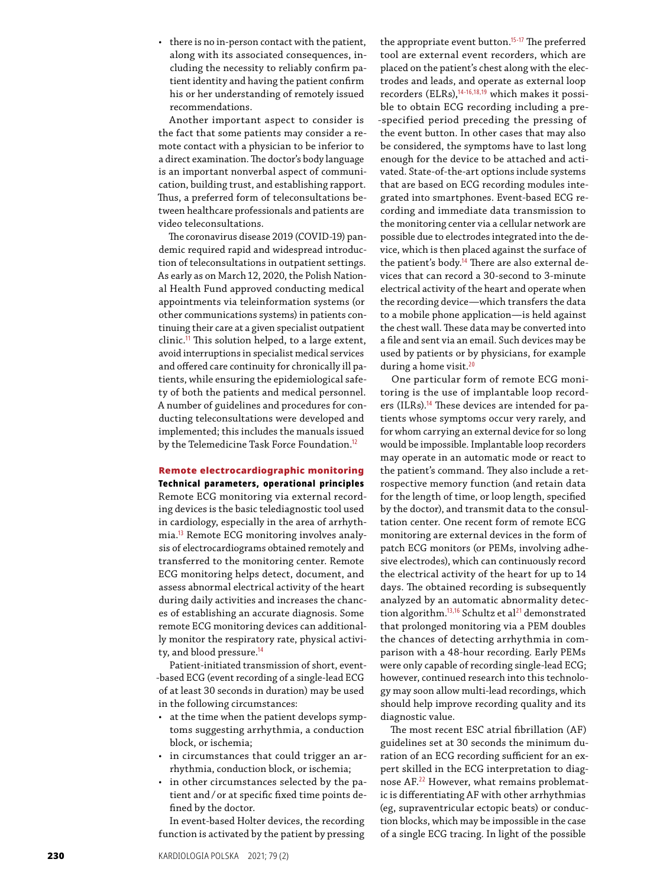- there is no in-person contact with the patient, along with its associated consequences, including the necessity to reliably confirm patient identity and having the patient confirm his or her understanding of remotely issued recommendations.

Another important aspect to consider is the fact that some patients may consider a remote contact with a physician to be inferior to a direct examination. The doctor's body language is an important nonverbal aspect of communication, building trust, and establishing rapport. Thus, a preferred form of teleconsultations between healthcare professionals and patients are video teleconsultations.

The coronavirus disease 2019 (COVID-19) pandemic required rapid and widespread introduction of teleconsultations in outpatient settings. As early as on March 12, 2020, the Polish National Health Fund approved conducting medical appointments via teleinformation systems (or other communications systems) in patients continuing their care at a given specialist outpatient clinic.[11] This solution helped, to a large extent, avoid interruptions in specialist medical services and offered care continuity for chronically ill patients, while ensuring the epidemiological safety of both the patients and medical personnel. A number of guidelines and procedures for conducting teleconsultations were developed and implemented; this includes the manuals issued by the Telemedicine Task Force Foundation.[12]

## Remote electrocardiographic monitoring

### Technical parameters, operational principles

Remote ECG monitoring via external recording devices is the basic telediagnostic tool used in cardiology, especially in the area of arrhythmia.[13] Remote ECG monitoring involves analysis of electrocardiograms obtained remotely and transferred to the monitoring center. Remote ECG monitoring helps detect, document, and assess abnormal electrical activity of the heart during daily activities and increases the chances of establishing an accurate diagnosis. Some remote ECG monitoring devices can additionally monitor the respiratory rate, physical activity, and blood pressure.[14]

Patient-initiated transmission of short, event-based ECG (event recording of a single-lead ECG of at least 30 seconds in duration) may be used in the following circumstances:

- at the time when the patient develops symptoms suggesting arrhythmia, a conduction block, or ischemia;
- in circumstances that could trigger an arrhythmia, conduction block, or ischemia;
- in other circumstances selected by the patient and / or at specific fixed time points defined by the doctor.

In event-based Holter devices, the recording function is activated by the patient by pressing the appropriate event button.[15-17] The preferred tool are external event recorders, which are placed on the patient's chest along with the electrodes and leads, and operate as external loop recorders (ELRs),[14-16,18,19] which makes it possible to obtain ECG recording including a pre-specified period preceding the pressing of the event button. In other cases that may also be considered, the symptoms have to last long enough for the device to be attached and activated. State-of-the-art options include systems that are based on ECG recording modules integrated into smartphones. Event-based ECG recording and immediate data transmission to the monitoring center via a cellular network are possible due to electrodes integrated into the device, which is then placed against the surface of the patient's body.[14] There are also external devices that can record a 30-second to 3-minute electrical activity of the heart and operate when the recording device—which transfers the data to a mobile phone application—is held against the chest wall. These data may be converted into a file and sent via an email. Such devices may be used by patients or by physicians, for example during a home visit.[20]

One particular form of remote ECG monitoring is the use of implantable loop recorders (ILRs).[14] These devices are intended for patients whose symptoms occur very rarely, and for whom carrying an external device for so long would be impossible. Implantable loop recorders may operate in an automatic mode or react to the patient's command. They also include a retrospective memory function (and retain data for the length of time, or loop length, specified by the doctor), and transmit data to the consultation center. One recent form of remote ECG monitoring are external devices in the form of patch ECG monitors (or PEMs, involving adhesive electrodes), which can continuously record the electrical activity of the heart for up to 14 days. The obtained recording is subsequently analyzed by an automatic abnormality detection algorithm.[13,16] Schultz et al[21] demonstrated that prolonged monitoring via a PEM doubles the chances of detecting arrhythmia in comparison with a 48-hour recording. Early PEMs were only capable of recording single-lead ECG; however, continued research into this technology may soon allow multi-lead recordings, which should help improve recording quality and its diagnostic value.

The most recent ESC atrial fibrillation (AF) guidelines set at 30 seconds the minimum duration of an ECG recording sufficient for an expert skilled in the ECG interpretation to diagnose AF.[22] However, what remains problematic is differentiating AF with other arrhythmias (eg, supraventricular ectopic beats) or conduction blocks, which may be impossible in the case of a single ECG tracing. In light of the possible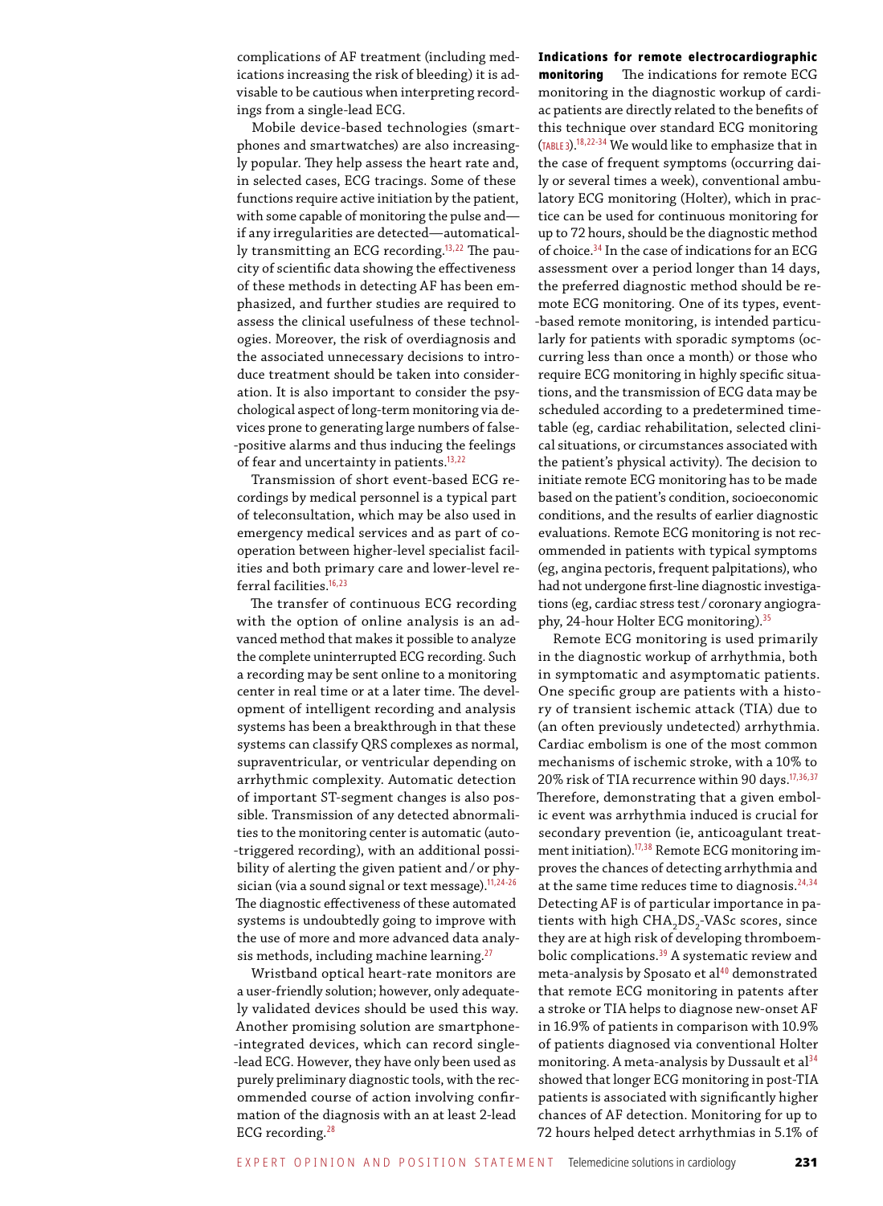complications of AF treatment (including medications increasing the risk of bleeding) it is advisable to be cautious when interpreting recordings from a single-lead ECG.

Mobile device-based technologies (smartphones and smartwatches) are also increasingly popular. They help assess the heart rate and, in selected cases, ECG tracings. Some of these functions require active initiation by the patient, with some capable of monitoring the pulse and—if any irregularities are detected—automatically transmitting an ECG recording.[13,22] The paucity of scientific data showing the effectiveness of these methods in detecting AF has been emphasized, and further studies are required to assess the clinical usefulness of these technologies. Moreover, the risk of overdiagnosis and the associated unnecessary decisions to introduce treatment should be taken into consideration. It is also important to consider the psychological aspect of long-term monitoring via devices prone to generating large numbers of false-positive alarms and thus inducing the feelings of fear and uncertainty in patients.[13,22]

Transmission of short event-based ECG recordings by medical personnel is a typical part of teleconsultation, which may be also used in emergency medical services and as part of cooperation between higher-level specialist facilities and both primary care and lower-level referral facilities.[16,23]

The transfer of continuous ECG recording with the option of online analysis is an advanced method that makes it possible to analyze the complete uninterrupted ECG recording. Such a recording may be sent online to a monitoring center in real time or at a later time. The development of intelligent recording and analysis systems has been a breakthrough in that these systems can classify QRS complexes as normal, supraventricular, or ventricular depending on arrhythmic complexity. Automatic detection of important ST-segment changes is also possible. Transmission of any detected abnormalities to the monitoring center is automatic (auto-triggered recording), with an additional possibility of alerting the given patient and / or physician (via a sound signal or text message).[11,24-26] The diagnostic effectiveness of these automated systems is undoubtedly going to improve with the use of more and more advanced data analysis methods, including machine learning.[27]

Wristband optical heart-rate monitors are a user-friendly solution; however, only adequately validated devices should be used this way. Another promising solution are smartphone-integrated devices, which can record single-lead ECG. However, they have only been used as purely preliminary diagnostic tools, with the recommended course of action involving confirmation of the diagnosis with an at least 2-lead ECG recording.[28]

**Indications for remote electrocardiographic monitoring** The indications for remote ECG monitoring in the diagnostic workup of cardiac patients are directly related to the benefits of this technique over standard ECG monitoring (TABLE 3).[18,22-34] We would like to emphasize that in the case of frequent symptoms (occurring daily or several times a week), conventional ambulatory ECG monitoring (Holter), which in practice can be used for continuous monitoring for up to 72 hours, should be the diagnostic method of choice.[34] In the case of indications for an ECG assessment over a period longer than 14 days, the preferred diagnostic method should be remote ECG monitoring. One of its types, event-based remote monitoring, is intended particularly for patients with sporadic symptoms (occurring less than once a month) or those who require ECG monitoring in highly specific situations, and the transmission of ECG data may be scheduled according to a predetermined timetable (eg, cardiac rehabilitation, selected clinical situations, or circumstances associated with the patient's physical activity). The decision to initiate remote ECG monitoring has to be made based on the patient's condition, socioeconomic conditions, and the results of earlier diagnostic evaluations. Remote ECG monitoring is not recommended in patients with typical symptoms (eg, angina pectoris, frequent palpitations), who had not undergone first-line diagnostic investigations (eg, cardiac stress test / coronary angiography, 24-hour Holter ECG monitoring).[35]

Remote ECG monitoring is used primarily in the diagnostic workup of arrhythmia, both in symptomatic and asymptomatic patients. One specific group are patients with a history of transient ischemic attack (TIA) due to (an often previously undetected) arrhythmia. Cardiac embolism is one of the most common mechanisms of ischemic stroke, with a 10% to 20% risk of TIA recurrence within 90 days.[17,36,37] Therefore, demonstrating that a given embolic event was arrhythmia induced is crucial for secondary prevention (ie, anticoagulant treatment initiation).[17,38] Remote ECG monitoring improves the chances of detecting arrhythmia and at the same time reduces time to diagnosis.[24,34] Detecting AF is of particular importance in patients with high $CHA_2DS_2$-VASc scores, since they are at high risk of developing thromboembolic complications.[39] A systematic review and meta-analysis by Sposato et al[40] demonstrated that remote ECG monitoring in patents after a stroke or TIA helps to diagnose new-onset AF in 16.9% of patients in comparison with 10.9% of patients diagnosed via conventional Holter monitoring. A meta-analysis by Dussault et al[34] showed that longer ECG monitoring in post-TIA patients is associated with significantly higher chances of AF detection. Monitoring for up to 72 hours helped detect arrhythmias in 5.1% of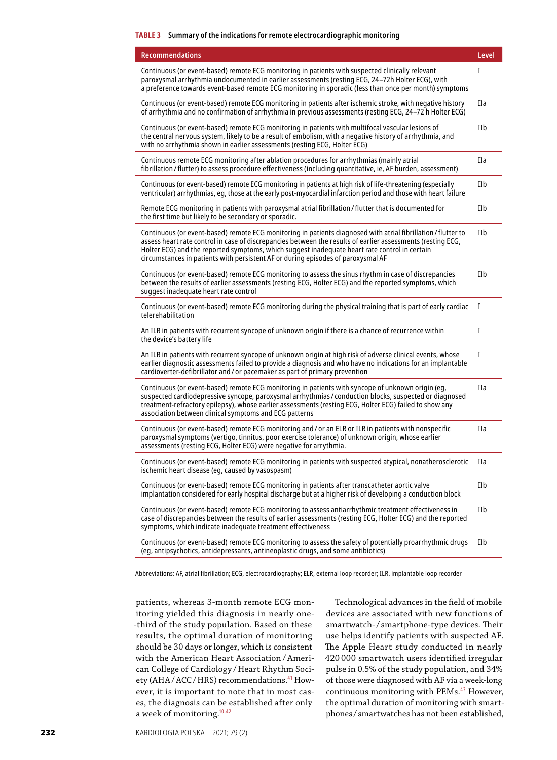**TABLE 3 Summary of the indications for remote electrocardiographic monitoring**

| Recommendations | Level |
|---|---|
| Continuous (or event-based) remote ECG monitoring in patients with suspected clinically relevant paroxysmal arrhythmia undocumented in earlier assessments (resting ECG, 24–72h Holter ECG), with a preference towards event-based remote ECG monitoring in sporadic (less than once per month) symptoms | I |
| Continuous (or event-based) remote ECG monitoring in patients after ischemic stroke, with negative history of arrhythmia and no confirmation of arrhythmia in previous assessments (resting ECG, 24–72 h Holter ECG) | IIa |
| Continuous (or event-based) remote ECG monitoring in patients with multifocal vascular lesions of the central nervous system, likely to be a result of embolism, with a negative history of arrhythmia, and with no arrhythmia shown in earlier assessments (resting ECG, Holter ECG) | IIb |
| Continuous remote ECG monitoring after ablation procedures for arrhythmias (mainly atrial fibrillation / flutter) to assess procedure effectiveness (including quantitative, ie, AF burden, assessment) | IIa |
| Continuous (or event-based) remote ECG monitoring in patients at high risk of life-threatening (especially ventricular) arrhythmias, eg, those at the early post-myocardial infarction period and those with heart failure | IIb |
| Remote ECG monitoring in patients with paroxysmal atrial fibrillation / flutter that is documented for the first time but likely to be secondary or sporadic. | IIb |
| Continuous (or event-based) remote ECG monitoring in patients diagnosed with atrial fibrillation / flutter to assess heart rate control in case of discrepancies between the results of earlier assessments (resting ECG, Holter ECG) and the reported symptoms, which suggest inadequate heart rate control in certain circumstances in patients with persistent AF or during episodes of paroxysmal AF | IIb |
| Continuous (or event-based) remote ECG monitoring to assess the sinus rhythm in case of discrepancies between the results of earlier assessments (resting ECG, Holter ECG) and the reported symptoms, which suggest inadequate heart rate control | IIb |
| Continuous (or event-based) remote ECG monitoring during the physical training that is part of early cardiac telerehabilitation | I |
| An ILR in patients with recurrent syncope of unknown origin if there is a chance of recurrence within the device's battery life | I |
| An ILR in patients with recurrent syncope of unknown origin at high risk of adverse clinical events, whose earlier diagnostic assessments failed to provide a diagnosis and who have no indications for an implantable cardioverter-defibrillator and / or pacemaker as part of primary prevention | I |
| Continuous (or event-based) remote ECG monitoring in patients with syncope of unknown origin (eg, suspected cardiodepressive syncope, paroxysmal arrhythmias / conduction blocks, suspected or diagnosed treatment-refractory epilepsy), whose earlier assessments (resting ECG, Holter ECG) failed to show any association between clinical symptoms and ECG patterns | IIa |
| Continuous (or event-based) remote ECG monitoring and / or an ELR or ILR in patients with nonspecific paroxysmal symptoms (vertigo, tinnitus, poor exercise tolerance) of unknown origin, whose earlier assessments (resting ECG, Holter ECG) were negative for arrythmia. | IIa |
| Continuous (or event-based) remote ECG monitoring in patients with suspected atypical, nonatherosclerotic ischemic heart disease (eg, caused by vasospasm) | IIa |
| Continuous (or event-based) remote ECG monitoring in patients after transcatheter aortic valve implantation considered for early hospital discharge but at a higher risk of developing a conduction block | IIb |
| Continuous (or event-based) remote ECG monitoring to assess antiarrhythmic treatment effectiveness in case of discrepancies between the results of earlier assessments (resting ECG, Holter ECG) and the reported symptoms, which indicate inadequate treatment effectiveness | IIb |
| Continuous (or event-based) remote ECG monitoring to assess the safety of potentially proarrhythmic drugs (eg, antipsychotics, antidepressants, antineoplastic drugs, and some antibiotics) | IIb |

Abbreviations: AF, atrial fibrillation; ECG, electrocardiography; ELR, external loop recorder; ILR, implantable loop recorder

patients, whereas 3-month remote ECG monitoring yielded this diagnosis in nearly one-third of the study population. Based on these results, the optimal duration of monitoring should be 30 days or longer, which is consistent with the American Heart Association / American College of Cardiology / Heart Rhythm Society (AHA / ACC / HRS) recommendations.[41] However, it is important to note that in most cases, the diagnosis can be established after only a week of monitoring.[10,42]

Technological advances in the field of mobile devices are associated with new functions of smartwatch- / smartphone-type devices. Their use helps identify patients with suspected AF. The Apple Heart study conducted in nearly 420 000 smartwatch users identified irregular pulse in 0.5% of the study population, and 34% of those were diagnosed with AF via a week-long continuous monitoring with PEMs.[43] However, the optimal duration of monitoring with smartphones / smartwatches has not been established,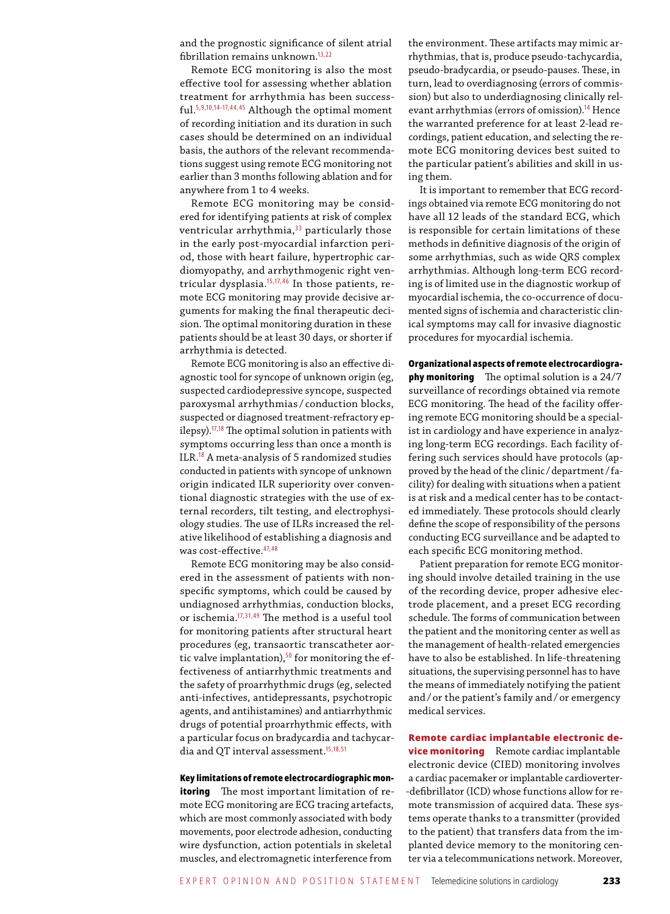and the prognostic significance of silent atrial fibrillation remains unknown.[13,22]

Remote ECG monitoring is also the most effective tool for assessing whether ablation treatment for arrhythmia has been successful.[5,9,10,14-17,44,45] Although the optimal moment of recording initiation and its duration in such cases should be determined on an individual basis, the authors of the relevant recommendations suggest using remote ECG monitoring not earlier than 3 months following ablation and for anywhere from 1 to 4 weeks.

Remote ECG monitoring may be considered for identifying patients at risk of complex ventricular arrhythmia,[33] particularly those in the early post-myocardial infarction period, those with heart failure, hypertrophic cardiomyopathy, and arrhythmogenic right ventricular dysplasia.[15,17,46] In those patients, remote ECG monitoring may provide decisive arguments for making the final therapeutic decision. The optimal monitoring duration in these patients should be at least 30 days, or shorter if arrhythmia is detected.

Remote ECG monitoring is also an effective diagnostic tool for syncope of unknown origin (eg, suspected cardiodepressive syncope, suspected paroxysmal arrhythmias / conduction blocks, suspected or diagnosed treatment-refractory epilepsy).[17,18] The optimal solution in patients with symptoms occurring less than once a month is ILR.[18] A meta-analysis of 5 randomized studies conducted in patients with syncope of unknown origin indicated ILR superiority over conventional diagnostic strategies with the use of external recorders, tilt testing, and electrophysiology studies. The use of ILRs increased the relative likelihood of establishing a diagnosis and was cost-effective.[47,48]

Remote ECG monitoring may be also considered in the assessment of patients with nonspecific symptoms, which could be caused by undiagnosed arrhythmias, conduction blocks, or ischemia.[17,31,49] The method is a useful tool for monitoring patients after structural heart procedures (eg, transaortic transcatheter aortic valve implantation),[50] for monitoring the effectiveness of antiarrhythmic treatments and the safety of proarrhythmic drugs (eg, selected anti-infectives, antidepressants, psychotropic agents, and antihistamines) and antiarrhythmic drugs of potential proarrhythmic effects, with a particular focus on bradycardia and tachycardia and QT interval assessment.[15,18,51]

**Key limitations of remote electrocardiographic monitoring** The most important limitation of remote ECG monitoring are ECG tracing artefacts, which are most commonly associated with body movements, poor electrode adhesion, conducting wire dysfunction, action potentials in skeletal muscles, and electromagnetic interference from the environment. These artifacts may mimic arrhythmias, that is, produce pseudo-tachycardia, pseudo-bradycardia, or pseudo-pauses. These, in turn, lead to overdiagnosing (errors of commission) but also to underdiagnosing clinically relevant arrhythmias (errors of omission).[14] Hence the warranted preference for at least 2-lead recordings, patient education, and selecting the remote ECG monitoring devices best suited to the particular patient's abilities and skill in using them.

It is important to remember that ECG recordings obtained via remote ECG monitoring do not have all 12 leads of the standard ECG, which is responsible for certain limitations of these methods in definitive diagnosis of the origin of some arrhythmias, such as wide QRS complex arrhythmias. Although long-term ECG recording is of limited use in the diagnostic workup of myocardial ischemia, the co-occurrence of documented signs of ischemia and characteristic clinical symptoms may call for invasive diagnostic procedures for myocardial ischemia.

**Organizational aspects of remote electrocardiography monitoring** The optimal solution is a 24/7 surveillance of recordings obtained via remote ECG monitoring. The head of the facility offering remote ECG monitoring should be a specialist in cardiology and have experience in analyzing long-term ECG recordings. Each facility offering such services should have protocols (approved by the head of the clinic / department / facility) for dealing with situations when a patient is at risk and a medical center has to be contacted immediately. These protocols should clearly define the scope of responsibility of the persons conducting ECG surveillance and be adapted to each specific ECG monitoring method.

Patient preparation for remote ECG monitoring should involve detailed training in the use of the recording device, proper adhesive electrode placement, and a preset ECG recording schedule. The forms of communication between the patient and the monitoring center as well as the management of health-related emergencies have to also be established. In life-threatening situations, the supervising personnel has to have the means of immediately notifying the patient and / or the patient's family and / or emergency medical services.

## Remote cardiac implantable electronic device monitoring

Remote cardiac implantable electronic device (CIED) monitoring involves a cardiac pacemaker or implantable cardioverter-defibrillator (ICD) whose functions allow for remote transmission of acquired data. These systems operate thanks to a transmitter (provided to the patient) that transfers data from the implanted device memory to the monitoring center via a telecommunications network. Moreover,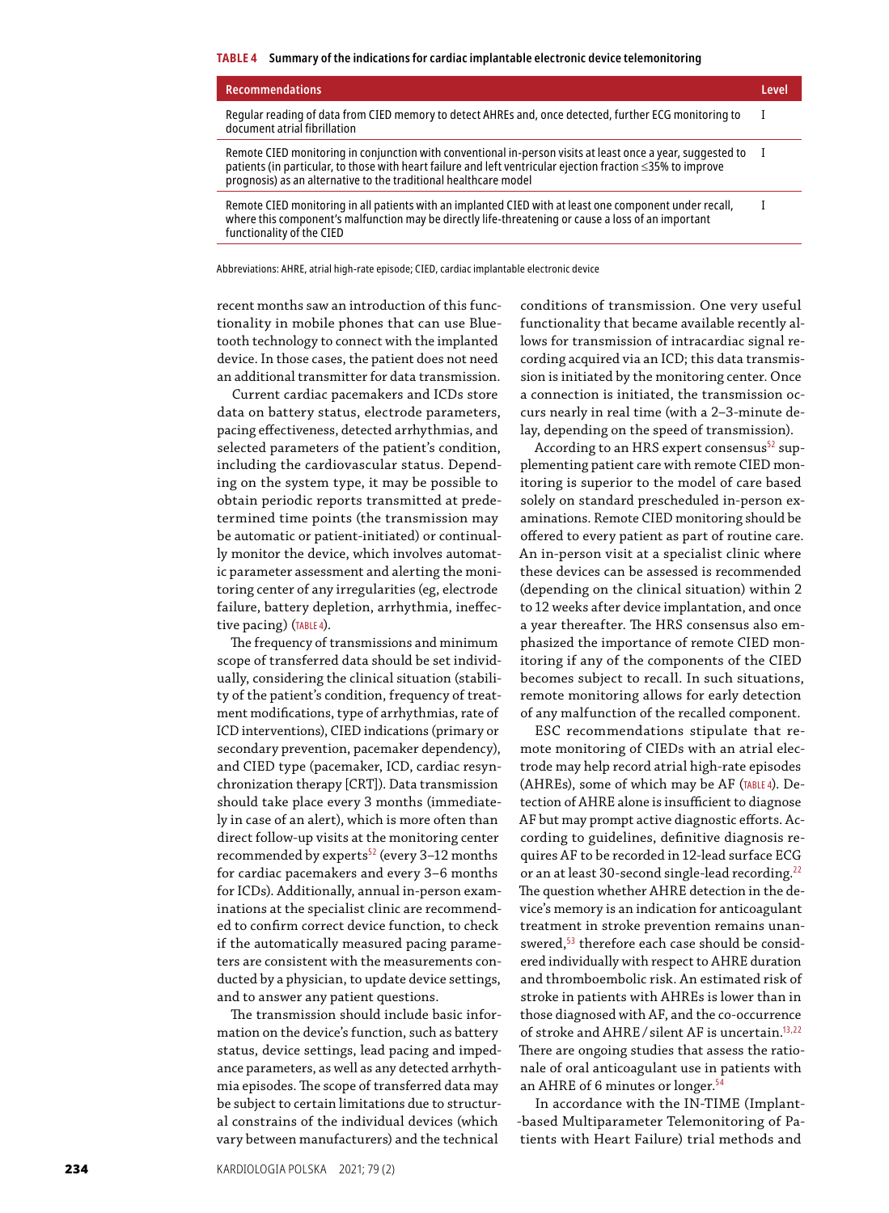**TABLE 4** Summary of the indications for cardiac implantable electronic device telemonitoring

| Recommendations | Level |
| --- | --- |
| Regular reading of data from CIED memory to detect AHREs and, once detected, further ECG monitoring to document atrial fibrillation | I |
| Remote CIED monitoring in conjunction with conventional in-person visits at least once a year, suggested to patients (in particular, to those with heart failure and left ventricular ejection fraction ≤35% to improve prognosis) as an alternative to the traditional healthcare model | I |
| Remote CIED monitoring in all patients with an implanted CIED with at least one component under recall, where this component's malfunction may be directly life-threatening or cause a loss of an important functionality of the CIED | I |

Abbreviations: AHRE, atrial high-rate episode; CIED, cardiac implantable electronic device

recent months saw an introduction of this functionality in mobile phones that can use Bluetooth technology to connect with the implanted device. In those cases, the patient does not need an additional transmitter for data transmission.

Current cardiac pacemakers and ICDs store data on battery status, electrode parameters, pacing effectiveness, detected arrhythmias, and selected parameters of the patient's condition, including the cardiovascular status. Depending on the system type, it may be possible to obtain periodic reports transmitted at predetermined time points (the transmission may be automatic or patient-initiated) or continually monitor the device, which involves automatic parameter assessment and alerting the monitoring center of any irregularities (eg, electrode failure, battery depletion, arrhythmia, ineffective pacing) (TABLE 4).

The frequency of transmissions and minimum scope of transferred data should be set individually, considering the clinical situation (stability of the patient's condition, frequency of treatment modifications, type of arrhythmias, rate of ICD interventions), CIED indications (primary or secondary prevention, pacemaker dependency), and CIED type (pacemaker, ICD, cardiac resynchronization therapy [CRT]). Data transmission should take place every 3 months (immediately in case of an alert), which is more often than direct follow-up visits at the monitoring center recommended by experts[52] (every 3–12 months for cardiac pacemakers and every 3–6 months for ICDs). Additionally, annual in-person examinations at the specialist clinic are recommended to confirm correct device function, to check if the automatically measured pacing parameters are consistent with the measurements conducted by a physician, to update device settings, and to answer any patient questions.

The transmission should include basic information on the device's function, such as battery status, device settings, lead pacing and impedance parameters, as well as any detected arrhythmia episodes. The scope of transferred data may be subject to certain limitations due to structural constrains of the individual devices (which vary between manufacturers) and the technical conditions of transmission. One very useful functionality that became available recently allows for transmission of intracardiac signal recording acquired via an ICD; this data transmission is initiated by the monitoring center. Once a connection is initiated, the transmission occurs nearly in real time (with a 2–3-minute delay, depending on the speed of transmission).

According to an HRS expert consensus[52] supplementing patient care with remote CIED monitoring is superior to the model of care based solely on standard prescheduled in-person examinations. Remote CIED monitoring should be offered to every patient as part of routine care. An in-person visit at a specialist clinic where these devices can be assessed is recommended (depending on the clinical situation) within 2 to 12 weeks after device implantation, and once a year thereafter. The HRS consensus also emphasized the importance of remote CIED monitoring if any of the components of the CIED becomes subject to recall. In such situations, remote monitoring allows for early detection of any malfunction of the recalled component.

ESC recommendations stipulate that remote monitoring of CIEDs with an atrial electrode may help record atrial high-rate episodes (AHREs), some of which may be AF (TABLE 4). Detection of AHRE alone is insufficient to diagnose AF but may prompt active diagnostic efforts. According to guidelines, definitive diagnosis requires AF to be recorded in 12-lead surface ECG or an at least 30-second single-lead recording.[22] The question whether AHRE detection in the device's memory is an indication for anticoagulant treatment in stroke prevention remains unanswered,[53] therefore each case should be considered individually with respect to AHRE duration and thromboembolic risk. An estimated risk of stroke in patients with AHREs is lower than in those diagnosed with AF, and the co-occurrence of stroke and AHRE / silent AF is uncertain.[13,22] There are ongoing studies that assess the rationale of oral anticoagulant use in patients with an AHRE of 6 minutes or longer.[54]

In accordance with the IN-TIME (Implant-based Multiparameter Telemonitoring of Patients with Heart Failure) trial methods and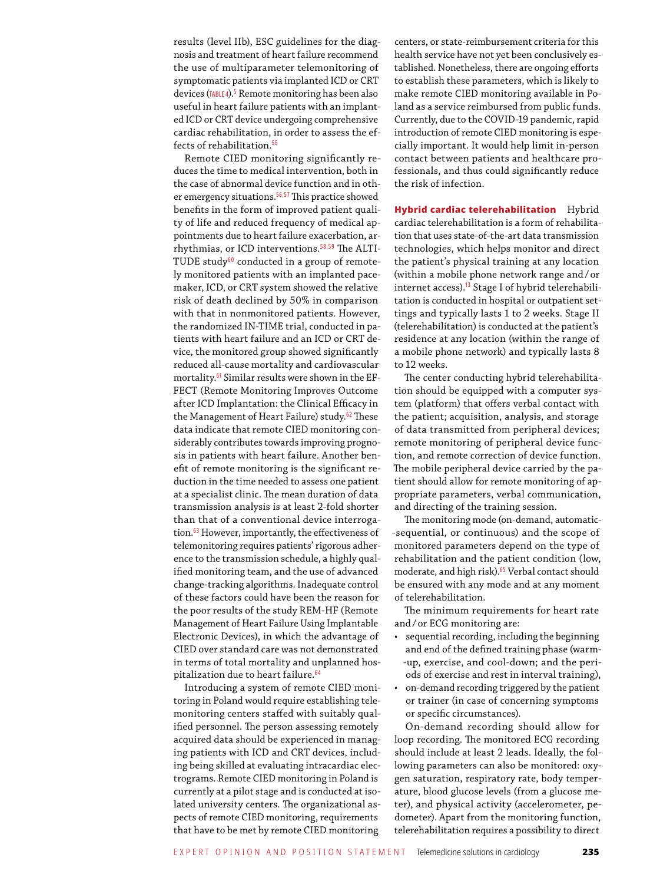results (level IIb), ESC guidelines for the diagnosis and treatment of heart failure recommend the use of multiparameter telemonitoring of symptomatic patients via implanted ICD or CRT devices (TABLE 4).[5] Remote monitoring has been also useful in heart failure patients with an implanted ICD or CRT device undergoing comprehensive cardiac rehabilitation, in order to assess the effects of rehabilitation.[55]

Remote CIED monitoring significantly reduces the time to medical intervention, both in the case of abnormal device function and in other emergency situations.[56,57] This practice showed benefits in the form of improved patient quality of life and reduced frequency of medical appointments due to heart failure exacerbation, arrhythmias, or ICD interventions.[58,59] The ALTITUDE study[60] conducted in a group of remotely monitored patients with an implanted pacemaker, ICD, or CRT system showed the relative risk of death declined by 50% in comparison with that in nonmonitored patients. However, the randomized IN-TIME trial, conducted in patients with heart failure and an ICD or CRT device, the monitored group showed significantly reduced all-cause mortality and cardiovascular mortality.[61] Similar results were shown in the EFFECT (Remote Monitoring Improves Outcome after ICD Implantation: the Clinical Efficacy in the Management of Heart Failure) study.[62] These data indicate that remote CIED monitoring considerably contributes towards improving prognosis in patients with heart failure. Another benefit of remote monitoring is the significant reduction in the time needed to assess one patient at a specialist clinic. The mean duration of data transmission analysis is at least 2-fold shorter than that of a conventional device interrogation.[63] However, importantly, the effectiveness of telemonitoring requires patients' rigorous adherence to the transmission schedule, a highly qualified monitoring team, and the use of advanced change-tracking algorithms. Inadequate control of these factors could have been the reason for the poor results of the study REM-HF (Remote Management of Heart Failure Using Implantable Electronic Devices), in which the advantage of CIED over standard care was not demonstrated in terms of total mortality and unplanned hospitalization due to heart failure.[64]

Introducing a system of remote CIED monitoring in Poland would require establishing telemonitoring centers staffed with suitably qualified personnel. The person assessing remotely acquired data should be experienced in managing patients with ICD and CRT devices, including being skilled at evaluating intracardiac electrograms. Remote CIED monitoring in Poland is currently at a pilot stage and is conducted at isolated university centers. The organizational aspects of remote CIED monitoring, requirements that have to be met by remote CIED monitoring centers, or state-reimbursement criteria for this health service have not yet been conclusively established. Nonetheless, there are ongoing efforts to establish these parameters, which is likely to make remote CIED monitoring available in Poland as a service reimbursed from public funds. Currently, due to the COVID-19 pandemic, rapid introduction of remote CIED monitoring is especially important. It would help limit in-person contact between patients and healthcare professionals, and thus could significantly reduce the risk of infection.

**Hybrid cardiac telerehabilitation** Hybrid cardiac telerehabilitation is a form of rehabilitation that uses state-of-the-art data transmission technologies, which helps monitor and direct the patient's physical training at any location (within a mobile phone network range and/or internet access).[13] Stage I of hybrid telerehabilitation is conducted in hospital or outpatient settings and typically lasts 1 to 2 weeks. Stage II (telerehabilitation) is conducted at the patient's residence at any location (within the range of a mobile phone network) and typically lasts 8 to 12 weeks.

The center conducting hybrid telerehabilitation should be equipped with a computer system (platform) that offers verbal contact with the patient; acquisition, analysis, and storage of data transmitted from peripheral devices; remote monitoring of peripheral device function, and remote correction of device function. The mobile peripheral device carried by the patient should allow for remote monitoring of appropriate parameters, verbal communication, and directing of the training session.

The monitoring mode (on-demand, automatic-sequential, or continuous) and the scope of monitored parameters depend on the type of rehabilitation and the patient condition (low, moderate, and high risk).[65] Verbal contact should be ensured with any mode and at any moment of telerehabilitation.

The minimum requirements for heart rate and/or ECG monitoring are:

- sequential recording, including the beginning and end of the defined training phase (warm-up, exercise, and cool-down; and the periods of exercise and rest in interval training),
- on-demand recording triggered by the patient or trainer (in case of concerning symptoms or specific circumstances).

On-demand recording should allow for loop recording. The monitored ECG recording should include at least 2 leads. Ideally, the following parameters can also be monitored: oxygen saturation, respiratory rate, body temperature, blood glucose levels (from a glucose meter), and physical activity (accelerometer, pedometer). Apart from the monitoring function, telerehabilitation requires a possibility to direct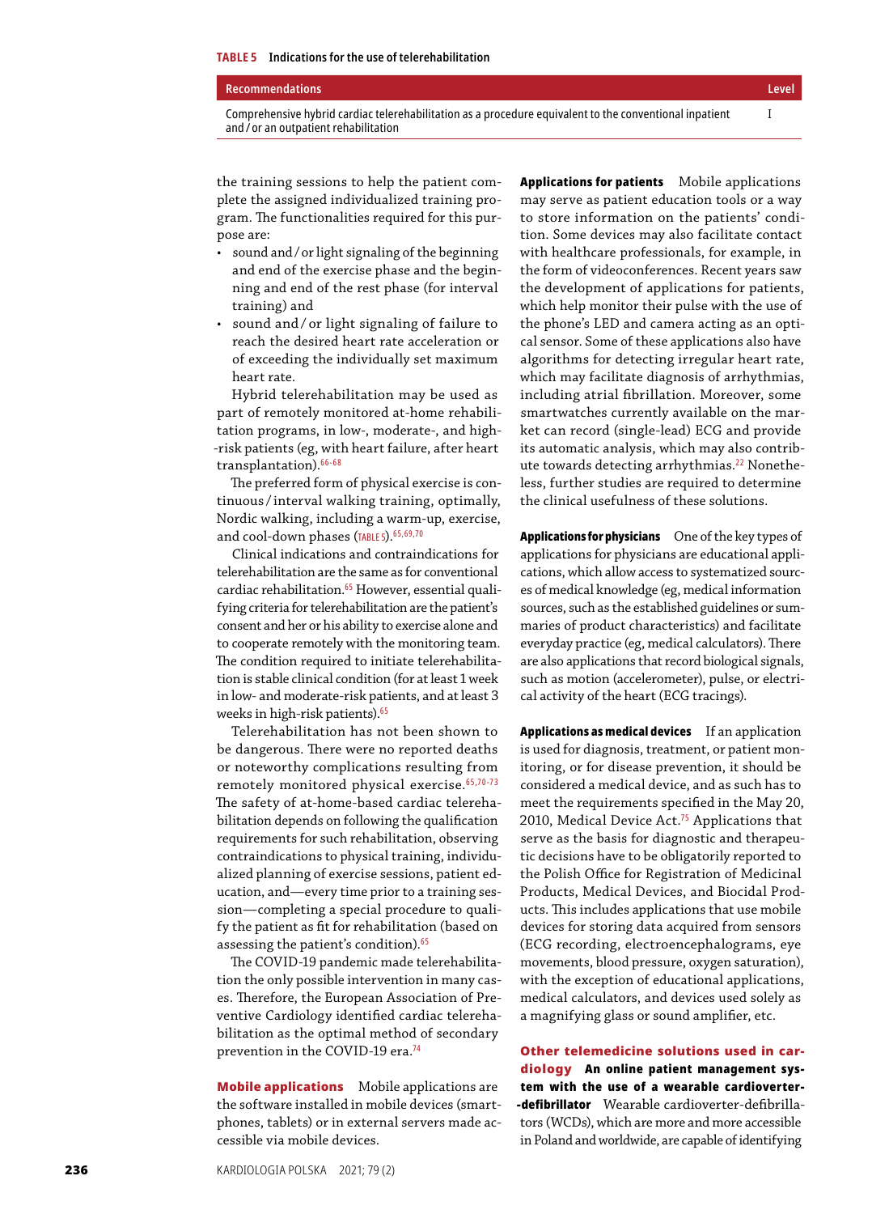**TABLE 5 Indications for the use of telerehabilitation**

| Recommendations | Level |
| --- | --- |
| Comprehensive hybrid cardiac telerehabilitation as a procedure equivalent to the conventional inpatient and / or an outpatient rehabilitation | I |

the training sessions to help the patient complete the assigned individualized training program. The functionalities required for this purpose are:

- sound and / or light signaling of the beginning and end of the exercise phase and the beginning and end of the rest phase (for interval training) and
- sound and / or light signaling of failure to reach the desired heart rate acceleration or of exceeding the individually set maximum heart rate.

Hybrid telerehabilitation may be used as part of remotely monitored at-home rehabilitation programs, in low-, moderate-, and high-risk patients (eg, with heart failure, after heart transplantation).[66-68]

The preferred form of physical exercise is continuous / interval walking training, optimally, Nordic walking, including a warm-up, exercise, and cool-down phases (TABLE 5).[65,69,70]

Clinical indications and contraindications for telerehabilitation are the same as for conventional cardiac rehabilitation.[65] However, essential qualifying criteria for telerehabilitation are the patient's consent and her or his ability to exercise alone and to cooperate remotely with the monitoring team. The condition required to initiate telerehabilitation is stable clinical condition (for at least 1 week in low- and moderate-risk patients, and at least 3 weeks in high-risk patients).[65]

Telerehabilitation has not been shown to be dangerous. There were no reported deaths or noteworthy complications resulting from remotely monitored physical exercise.[65,70-73] The safety of at-home-based cardiac telerehabilitation depends on following the qualification requirements for such rehabilitation, observing contraindications to physical training, individualized planning of exercise sessions, patient education, and—every time prior to a training session—completing a special procedure to qualify the patient as fit for rehabilitation (based on assessing the patient's condition).[65]

The COVID-19 pandemic made telerehabilitation the only possible intervention in many cases. Therefore, the European Association of Preventive Cardiology identified cardiac telerehabilitation as the optimal method of secondary prevention in the COVID-19 era.[74]

**Mobile applications** Mobile applications are the software installed in mobile devices (smartphones, tablets) or in external servers made accessible via mobile devices.

**Applications for patients** Mobile applications may serve as patient education tools or a way to store information on the patients' condition. Some devices may also facilitate contact with healthcare professionals, for example, in the form of videoconferences. Recent years saw the development of applications for patients, which help monitor their pulse with the use of the phone's LED and camera acting as an optical sensor. Some of these applications also have algorithms for detecting irregular heart rate, which may facilitate diagnosis of arrhythmias, including atrial fibrillation. Moreover, some smartwatches currently available on the market can record (single-lead) ECG and provide its automatic analysis, which may also contribute towards detecting arrhythmias.[22] Nonetheless, further studies are required to determine the clinical usefulness of these solutions.

**Applications for physicians** One of the key types of applications for physicians are educational applications, which allow access to systematized sources of medical knowledge (eg, medical information sources, such as the established guidelines or summaries of product characteristics) and facilitate everyday practice (eg, medical calculators). There are also applications that record biological signals, such as motion (accelerometer), pulse, or electrical activity of the heart (ECG tracings).

**Applications as medical devices** If an application is used for diagnosis, treatment, or patient monitoring, or for disease prevention, it should be considered a medical device, and as such has to meet the requirements specified in the May 20, 2010, Medical Device Act.[75] Applications that serve as the basis for diagnostic and therapeutic decisions have to be obligatorily reported to the Polish Office for Registration of Medicinal Products, Medical Devices, and Biocidal Products. This includes applications that use mobile devices for storing data acquired from sensors (ECG recording, electroencephalograms, eye movements, blood pressure, oxygen saturation), with the exception of educational applications, medical calculators, and devices used solely as a magnifying glass or sound amplifier, etc.

**Other telemedicine solutions used in cardiology** **An online patient management system with the use of a wearable cardioverter-defibrillator** Wearable cardioverter-defibrillators (WCDs), which are more and more accessible in Poland and worldwide, are capable of identifying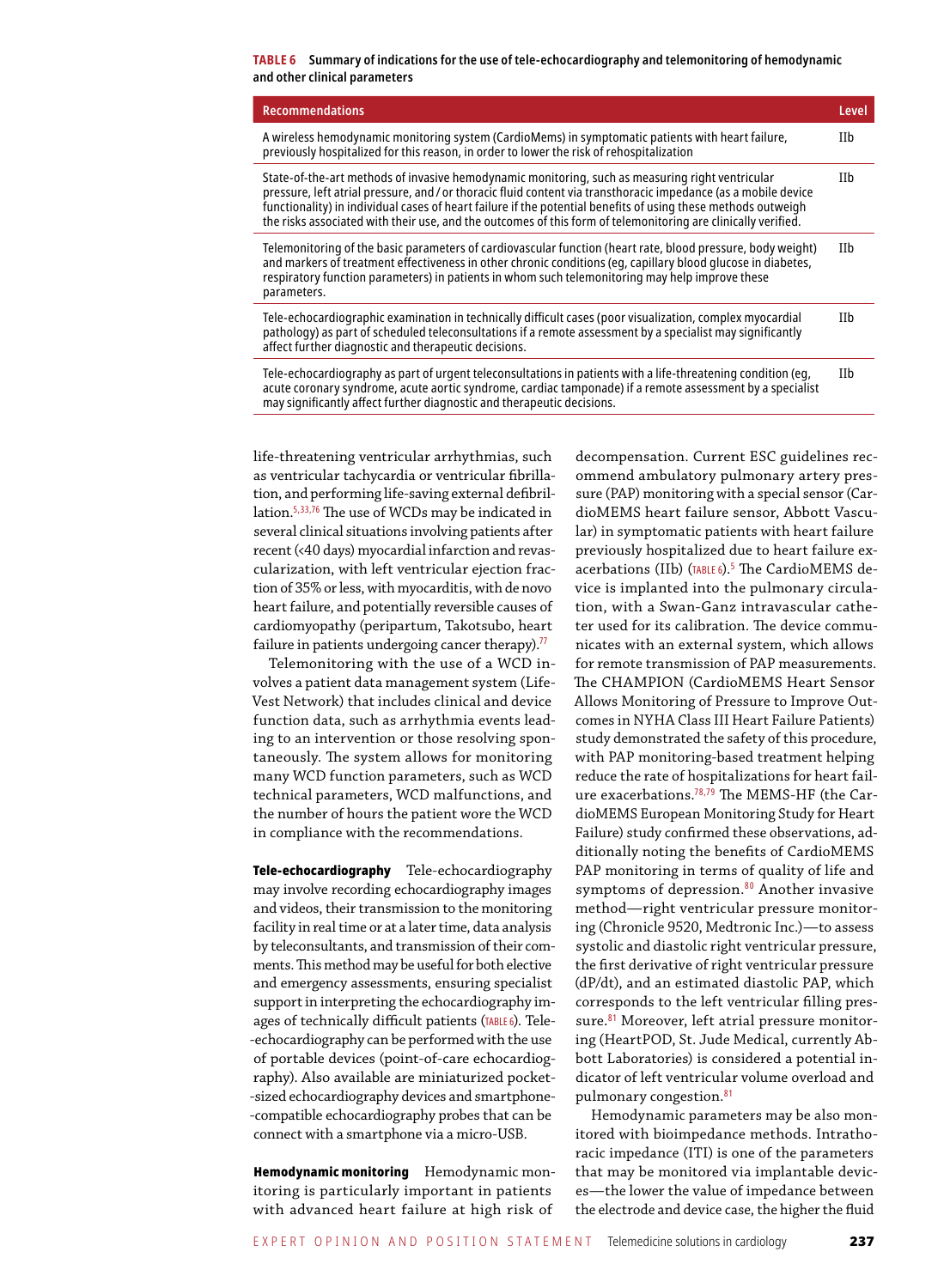**TABLE 6 Summary of indications for the use of tele-echocardiography and telemonitoring of hemodynamic and other clinical parameters**

| Recommendations | Level |
|---|---|
| A wireless hemodynamic monitoring system (CardioMems) in symptomatic patients with heart failure, previously hospitalized for this reason, in order to lower the risk of rehospitalization | IIb |
| State-of-the-art methods of invasive hemodynamic monitoring, such as measuring right ventricular pressure, left atrial pressure, and / or thoracic fluid content via transthoracic impedance (as a mobile device functionality) in individual cases of heart failure if the potential benefits of using these methods outweigh the risks associated with their use, and the outcomes of this form of telemonitoring are clinically verified. | IIb |
| Telemonitoring of the basic parameters of cardiovascular function (heart rate, blood pressure, body weight) and markers of treatment effectiveness in other chronic conditions (eg, capillary blood glucose in diabetes, respiratory function parameters) in patients in whom such telemonitoring may help improve these parameters. | IIb |
| Tele-echocardiographic examination in technically difficult cases (poor visualization, complex myocardial pathology) as part of scheduled teleconsultations if a remote assessment by a specialist may significantly affect further diagnostic and therapeutic decisions. | IIb |
| Tele-echocardiography as part of urgent teleconsultations in patients with a life-threatening condition (eg, acute coronary syndrome, acute aortic syndrome, cardiac tamponade) if a remote assessment by a specialist may significantly affect further diagnostic and therapeutic decisions. | IIb |

life-threatening ventricular arrhythmias, such as ventricular tachycardia or ventricular fibrillation, and performing life-saving external defibrillation.[5,33,76] The use of WCDs may be indicated in several clinical situations involving patients after recent (<40 days) myocardial infarction and revascularization, with left ventricular ejection fraction of 35% or less, with myocarditis, with de novo heart failure, and potentially reversible causes of cardiomyopathy (peripartum, Takotsubo, heart failure in patients undergoing cancer therapy).[77]

Telemonitoring with the use of a WCD involves a patient data management system (LifeVest Network) that includes clinical and device function data, such as arrhythmia events leading to an intervention or those resolving spontaneously. The system allows for monitoring many WCD function parameters, such as WCD technical parameters, WCD malfunctions, and the number of hours the patient wore the WCD in compliance with the recommendations.

**Tele-echocardiography** Tele-echocardiography may involve recording echocardiography images and videos, their transmission to the monitoring facility in real time or at a later time, data analysis by teleconsultants, and transmission of their comments. This method may be useful for both elective and emergency assessments, ensuring specialist support in interpreting the echocardiography images of technically difficult patients (TABLE 6). Tele-echocardiography can be performed with the use of portable devices (point-of-care echocardiography). Also available are miniaturized pocket-sized echocardiography devices and smartphone-compatible echocardiography probes that can be connect with a smartphone via a micro-USB.

**Hemodynamic monitoring** Hemodynamic monitoring is particularly important in patients with advanced heart failure at high risk of decompensation. Current ESC guidelines recommend ambulatory pulmonary artery pressure (PAP) monitoring with a special sensor (CardioMEMS heart failure sensor, Abbott Vascular) in symptomatic patients with heart failure previously hospitalized due to heart failure exacerbations (IIb) (TABLE 6).[5] The CardioMEMS device is implanted into the pulmonary circulation, with a Swan-Ganz intravascular catheter used for its calibration. The device communicates with an external system, which allows for remote transmission of PAP measurements. The CHAMPION (CardioMEMS Heart Sensor Allows Monitoring of Pressure to Improve Outcomes in NYHA Class III Heart Failure Patients) study demonstrated the safety of this procedure, with PAP monitoring-based treatment helping reduce the rate of hospitalizations for heart failure exacerbations.[78,79] The MEMS-HF (the CardioMEMS European Monitoring Study for Heart Failure) study confirmed these observations, additionally noting the benefits of CardioMEMS PAP monitoring in terms of quality of life and symptoms of depression.[80] Another invasive method—right ventricular pressure monitoring (Chronicle 9520, Medtronic Inc.)—to assess systolic and diastolic right ventricular pressure, the first derivative of right ventricular pressure (dP/dt), and an estimated diastolic PAP, which corresponds to the left ventricular filling pressure.[81] Moreover, left atrial pressure monitoring (HeartPOD, St. Jude Medical, currently Abbott Laboratories) is considered a potential indicator of left ventricular volume overload and pulmonary congestion.[81]

Hemodynamic parameters may be also monitored with bioimpedance methods. Intrathoracic impedance (ITI) is one of the parameters that may be monitored via implantable devices—the lower the value of impedance between the electrode and device case, the higher the fluid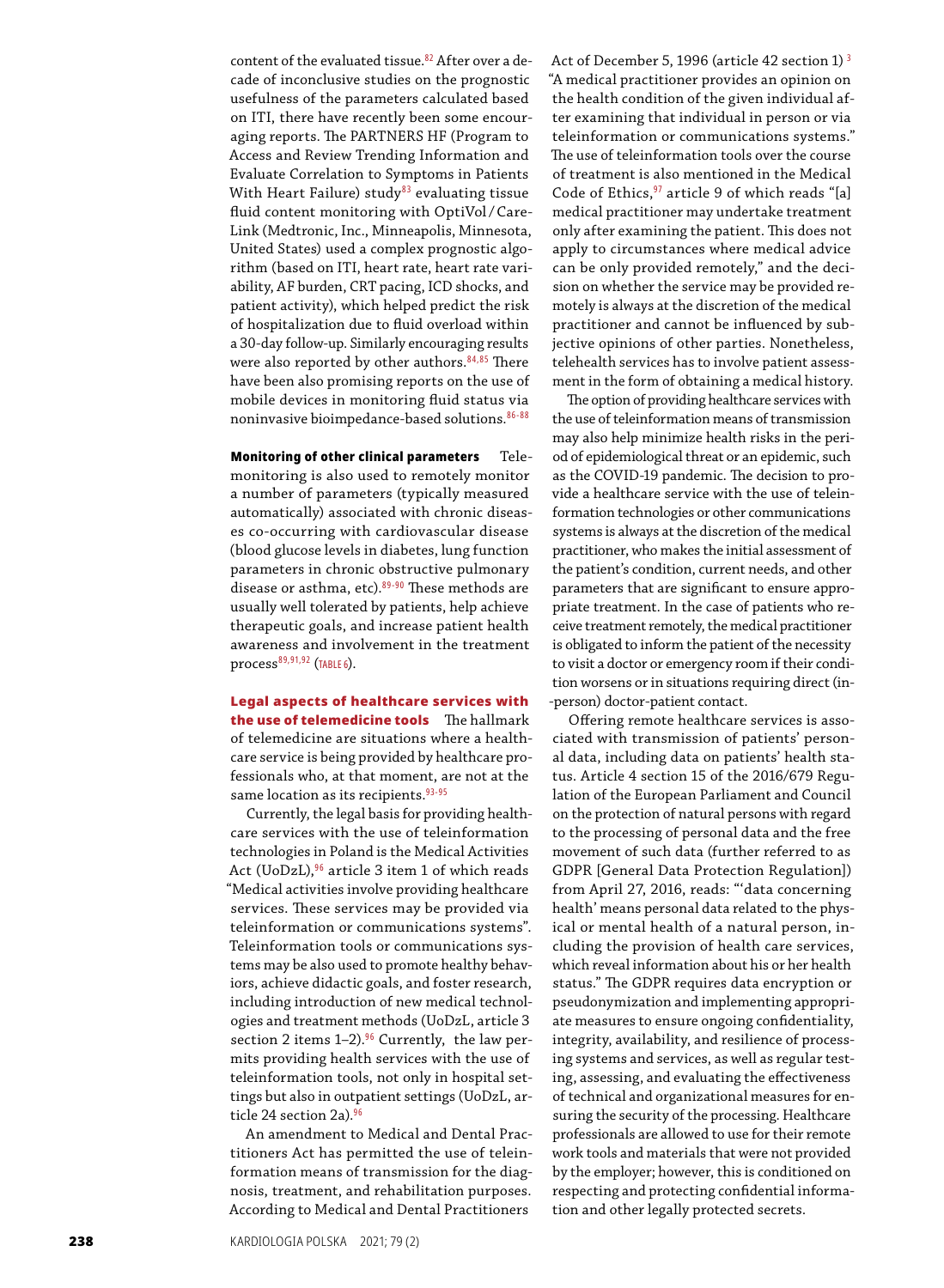content of the evaluated tissue.[82] After over a decade of inconclusive studies on the prognostic usefulness of the parameters calculated based on ITI, there have recently been some encouraging reports. The PARTNERS HF (Program to Access and Review Trending Information and Evaluate Correlation to Symptoms in Patients With Heart Failure) study[83] evaluating tissue fluid content monitoring with OptiVol/CareLink (Medtronic, Inc., Minneapolis, Minnesota, United States) used a complex prognostic algorithm (based on ITI, heart rate, heart rate variability, AF burden, CRT pacing, ICD shocks, and patient activity), which helped predict the risk of hospitalization due to fluid overload within a 30-day follow-up. Similarly encouraging results were also reported by other authors.[84,85] There have been also promising reports on the use of mobile devices in monitoring fluid status via noninvasive bioimpedance-based solutions.[86-88]

**Monitoring of other clinical parameters** Telemonitoring is also used to remotely monitor a number of parameters (typically measured automatically) associated with chronic diseases co-occurring with cardiovascular disease (blood glucose levels in diabetes, lung function parameters in chronic obstructive pulmonary disease or asthma, etc).[89-90] These methods are usually well tolerated by patients, help achieve therapeutic goals, and increase patient health awareness and involvement in the treatment process[89,91,92] (TABLE 6).

**Legal aspects of healthcare services with the use of telemedicine tools** The hallmark of telemedicine are situations where a healthcare service is being provided by healthcare professionals who, at that moment, are not at the same location as its recipients.[93-95]

Currently, the legal basis for providing healthcare services with the use of teleinformation technologies in Poland is the Medical Activities Act (UoDzL),[96] article 3 item 1 of which reads "Medical activities involve providing healthcare services. These services may be provided via teleinformation or communications systems". Teleinformation tools or communications systems may be also used to promote healthy behaviors, achieve didactic goals, and foster research, including introduction of new medical technologies and treatment methods (UoDzL, article 3 section 2 items 1–2).[96] Currently, the law permits providing health services with the use of teleinformation tools, not only in hospital settings but also in outpatient settings (UoDzL, article 24 section 2a).[96]

An amendment to Medical and Dental Practitioners Act has permitted the use of teleinformation means of transmission for the diagnosis, treatment, and rehabilitation purposes. According to Medical and Dental Practitioners Act of December 5, 1996 (article 42 section 1) [3] "A medical practitioner provides an opinion on the health condition of the given individual after examining that individual in person or via teleinformation or communications systems." The use of teleinformation tools over the course of treatment is also mentioned in the Medical Code of Ethics,[97] article 9 of which reads "[a] medical practitioner may undertake treatment only after examining the patient. This does not apply to circumstances where medical advice can be only provided remotely," and the decision on whether the service may be provided remotely is always at the discretion of the medical practitioner and cannot be influenced by subjective opinions of other parties. Nonetheless, telehealth services has to involve patient assessment in the form of obtaining a medical history.

The option of providing healthcare services with the use of teleinformation means of transmission may also help minimize health risks in the period of epidemiological threat or an epidemic, such as the COVID-19 pandemic. The decision to provide a healthcare service with the use of teleinformation technologies or other communications systems is always at the discretion of the medical practitioner, who makes the initial assessment of the patient's condition, current needs, and other parameters that are significant to ensure appropriate treatment. In the case of patients who receive treatment remotely, the medical practitioner is obligated to inform the patient of the necessity to visit a doctor or emergency room if their condition worsens or in situations requiring direct (in-person) doctor-patient contact.

Offering remote healthcare services is associated with transmission of patients' personal data, including data on patients' health status. Article 4 section 15 of the 2016/679 Regulation of the European Parliament and Council on the protection of natural persons with regard to the processing of personal data and the free movement of such data (further referred to as GDPR [General Data Protection Regulation]) from April 27, 2016, reads: "'data concerning health' means personal data related to the physical or mental health of a natural person, including the provision of health care services, which reveal information about his or her health status." The GDPR requires data encryption or pseudonymization and implementing appropriate measures to ensure ongoing confidentiality, integrity, availability, and resilience of processing systems and services, as well as regular testing, assessing, and evaluating the effectiveness of technical and organizational measures for ensuring the security of the processing. Healthcare professionals are allowed to use for their remote work tools and materials that were not provided by the employer; however, this is conditioned on respecting and protecting confidential information and other legally protected secrets.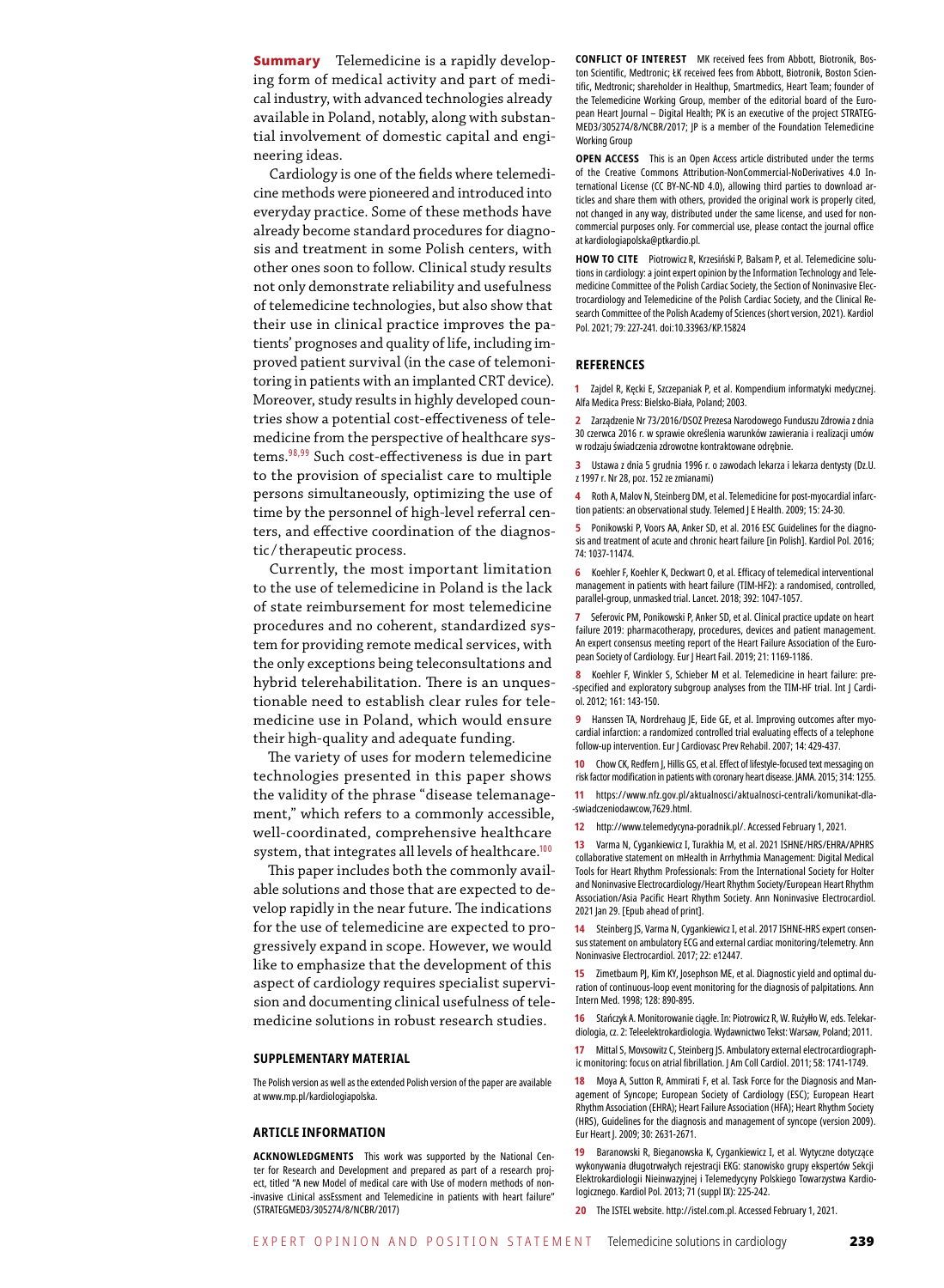**Summary** Telemedicine is a rapidly developing form of medical activity and part of medical industry, with advanced technologies already available in Poland, notably, along with substantial involvement of domestic capital and engineering ideas.

Cardiology is one of the fields where telemedicine methods were pioneered and introduced into everyday practice. Some of these methods have already become standard procedures for diagnosis and treatment in some Polish centers, with other ones soon to follow. Clinical study results not only demonstrate reliability and usefulness of telemedicine technologies, but also show that their use in clinical practice improves the patients' prognoses and quality of life, including improved patient survival (in the case of telemonitoring in patients with an implanted CRT device). Moreover, study results in highly developed countries show a potential cost-effectiveness of telemedicine from the perspective of healthcare systems.[98,99] Such cost-effectiveness is due in part to the provision of specialist care to multiple persons simultaneously, optimizing the use of time by the personnel of high-level referral centers, and effective coordination of the diagnostic / therapeutic process.

Currently, the most important limitation to the use of telemedicine in Poland is the lack of state reimbursement for most telemedicine procedures and no coherent, standardized system for providing remote medical services, with the only exceptions being teleconsultations and hybrid telerehabilitation. There is an unquestionable need to establish clear rules for telemedicine use in Poland, which would ensure their high-quality and adequate funding.

The variety of uses for modern telemedicine technologies presented in this paper shows the validity of the phrase "disease telemanagement," which refers to a commonly accessible, well-coordinated, comprehensive healthcare system, that integrates all levels of healthcare.[100]

This paper includes both the commonly available solutions and those that are expected to develop rapidly in the near future. The indications for the use of telemedicine are expected to progressively expand in scope. However, we would like to emphasize that the development of this aspect of cardiology requires specialist supervision and documenting clinical usefulness of telemedicine solutions in robust research studies.

## SUPPLEMENTARY MATERIAL

The Polish version as well as the extended Polish version of the paper are available at www.mp.pl/kardiologiapolska.

## ARTICLE INFORMATION

**ACKNOWLEDGMENTS** This work was supported by the National Center for Research and Development and prepared as part of a research project, titled "A new Model of medical care with Use of modern methods of non-invasive cLinical assEssment and Telemedicine in patients with heart failure" (STRATEGMED3/305274/8/NCBR/2017)

**CONFLICT OF INTEREST** MK received fees from Abbott, Biotronik, Boston Scientific, Medtronic; ŁK received fees from Abbott, Biotronik, Boston Scientific, Medtronic; shareholder in Healthup, Smartmedics, Heart Team; founder of the Telemedicine Working Group, member of the editorial board of the European Heart Journal – Digital Health; PK is an executive of the project STRATEGMED3/305274/8/NCBR/2017; JP is a member of the Foundation Telemedicine Working Group

**OPEN ACCESS** This is an Open Access article distributed under the terms of the Creative Commons Attribution-NonCommercial-NoDerivatives 4.0 International License (CC BY-NC-ND 4.0), allowing third parties to download articles and share them with others, provided the original work is properly cited, not changed in any way, distributed under the same license, and used for noncommercial purposes only. For commercial use, please contact the journal office at kardiologiapolska@ptkardio.pl.

**HOW TO CITE** Piotrowicz R, Krzesiński P, Balsam P, et al. Telemedicine solutions in cardiology: a joint expert opinion by the Information Technology and Telemedicine Committee of the Polish Cardiac Society, the Section of Noninvasive Electrocardiology and Telemedicine of the Polish Cardiac Society, and the Clinical Research Committee of the Polish Academy of Sciences (short version, 2021). Kardiol Pol. 2021; 79: 227-241. doi:10.33963/KP.15824

## REFERENCES

1 Zajdel R, Kęcki E, Szczepaniak P, et al. Kompendium informatyki medycznej. Alfa Medica Press: Bielsko-Biała, Poland; 2003.

2 Zarządzenie Nr 73/2016/DSOZ Prezesa Narodowego Funduszu Zdrowia z dnia 30 czerwca 2016 r. w sprawie określenia warunków zawierania i realizacji umów w rodzaju świadczenia zdrowotne kontraktowane odrębnie.

3 Ustawa z dnia 5 grudnia 1996 r. o zawodach lekarza i lekarza dentysty (Dz.U. z 1997 r. Nr 28, poz. 152 ze zmianami)

4 Roth A, Malov N, Steinberg DM, et al. Telemedicine for post-myocardial infarction patients: an observational study. Telemed J E Health. 2009; 15: 24-30.

5 Ponikowski P, Voors AA, Anker SD, et al. 2016 ESC Guidelines for the diagnosis and treatment of acute and chronic heart failure [in Polish]. Kardiol Pol. 2016; 74: 1037-11474.

6 Koehler F, Koehler K, Deckwart O, et al. Efficacy of telemedical interventional management in patients with heart failure (TIM-HF2): a randomised, controlled, parallel-group, unmasked trial. Lancet. 2018; 392: 1047-1057.

7 Seferovic PM, Ponikowski P, Anker SD, et al. Clinical practice update on heart failure 2019: pharmacotherapy, procedures, devices and patient management. An expert consensus meeting report of the Heart Failure Association of the European Society of Cardiology. Eur J Heart Fail. 2019; 21: 1169-1186.

8 Koehler F, Winkler S, Schieber M et al. Telemedicine in heart failure: pre-specified and exploratory subgroup analyses from the TIM-HF trial. Int J Cardiol. 2012; 161: 143-150.

9 Hanssen TA, Nordrehaug JE, Eide GE, et al. Improving outcomes after myocardial infarction: a randomized controlled trial evaluating effects of a telephone follow-up intervention. Eur J Cardiovasc Prev Rehabil. 2007; 14: 429-437.

10 Chow CK, Redfern J, Hillis GS, et al. Effect of lifestyle-focused text messaging on risk factor modification in patients with coronary heart disease. JAMA. 2015; 314: 1255.

11 https://www.nfz.gov.pl/aktualnosci/aktualnosci-centrali/komunikat-dla-swiadczeniodawcow,7629.html.

12 http://www.telemedycyna-poradnik.pl/. Accessed February 1, 2021.

13 Varma N, Cygankiewicz I, Turakhia M, et al. 2021 ISHNE/HRS/EHRA/APHRS collaborative statement on mHealth in Arrhythmia Management: Digital Medical Tools for Heart Rhythm Professionals: From the International Society for Holter and Noninvasive Electrocardiology/Heart Rhythm Society/European Heart Rhythm Association/Asia Pacific Heart Rhythm Society. Ann Noninvasive Electrocardiol. 2021 Jan 29. [Epub ahead of print].

14 Steinberg JS, Varma N, Cygankiewicz I, et al. 2017 ISHNE-HRS expert consensus statement on ambulatory ECG and external cardiac monitoring/telemetry. Ann Noninvasive Electrocardiol. 2017; 22: e12447.

15 Zimetbaum PJ, Kim KY, Josephson ME, et al. Diagnostic yield and optimal duration of continuous-loop event monitoring for the diagnosis of palpitations. Ann Intern Med. 1998; 128: 890-895.

16 Stańczyk A. Monitorowanie ciągłe. In: Piotrowicz R, W. Rużyłło W, eds. Telekardiologia, cz. 2: Teleelektrokardiologia. Wydawnictwo Tekst: Warsaw, Poland; 2011.

17 Mittal S, Movsowitz C, Steinberg JS. Ambulatory external electrocardiographic monitoring: focus on atrial fibrillation. J Am Coll Cardiol. 2011; 58: 1741-1749.

18 Moya A, Sutton R, Ammirati F, et al. Task Force for the Diagnosis and Management of Syncope; European Society of Cardiology (ESC); European Heart Rhythm Association (EHRA); Heart Failure Association (HFA); Heart Rhythm Society (HRS), Guidelines for the diagnosis and management of syncope (version 2009). Eur Heart J. 2009; 30: 2631-2671.

19 Baranowski R, Bieganowska K, Cygankiewicz I, et al. Wytyczne dotyczące wykonywania długotrwałych rejestracji EKG: stanowisko grupy ekspertów Sekcji Elektrokardiologii Nieinwazyjnej i Telemedycyny Polskiego Towarzystwa Kardiologicznego. Kardiol Pol. 2013; 71 (suppl IX): 225-242.

20 The ISTEL website. http://istel.com.pl. Accessed February 1, 2021.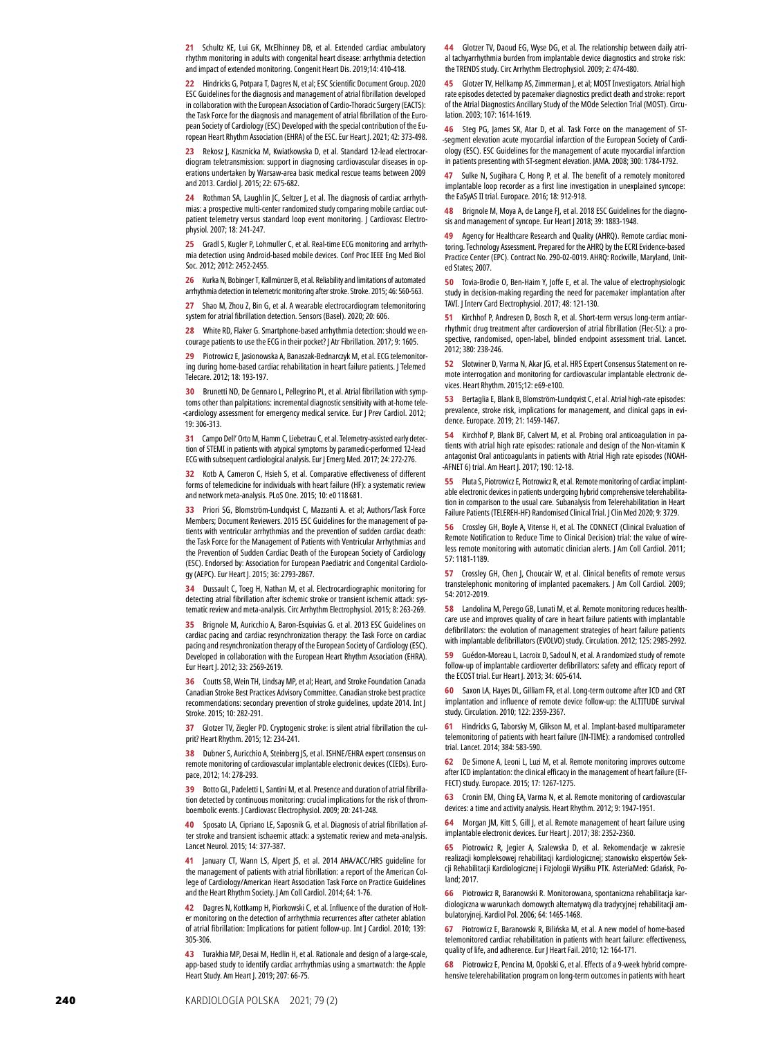21 Schultz KE, Lui GK, McElhinney DB, et al. Extended cardiac ambulatory rhythm monitoring in adults with congenital heart disease: arrhythmia detection and impact of extended monitoring. Congenit Heart Dis. 2019;14: 410-418.

22 Hindricks G, Potpara T, Dagres N, et al; ESC Scientific Document Group. 2020 ESC Guidelines for the diagnosis and management of atrial fibrillation developed in collaboration with the European Association of Cardio-Thoracic Surgery (EACTS): the Task Force for the diagnosis and management of atrial fibrillation of the European Society of Cardiology (ESC) Developed with the special contribution of the European Heart Rhythm Association (EHRA) of the ESC. Eur Heart J. 2021; 42: 373-498.

23 Rekosz J, Kasznicka M, Kwiatkowska D, et al. Standard 12-lead electrocardiogram teletransmission: support in diagnosing cardiovascular diseases in operations undertaken by Warsaw-area basic medical rescue teams between 2009 and 2013. Cardiol J. 2015; 22: 675-682.

24 Rothman SA, Laughlin JC, Seltzer J, et al. The diagnosis of cardiac arrhythmias: a prospective multi-center randomized study comparing mobile cardiac outpatient telemetry versus standard loop event monitoring. J Cardiovasc Electrophysiol. 2007; 18: 241-247.

25 Gradl S, Kugler P, Lohmuller C, et al. Real-time ECG monitoring and arrhythmia detection using Android-based mobile devices. Conf Proc IEEE Eng Med Biol Soc. 2012; 2012: 2452-2455.

26 Kurka N, Bobinger T, Kallmünzer B, et al. Reliability and limitations of automated arrhythmia detection in telemetric monitoring after stroke. Stroke. 2015; 46: 560-563.

27 Shao M, Zhou Z, Bin G, et al. A wearable electrocardiogram telemonitoring system for atrial fibrillation detection. Sensors (Basel). 2020; 20: 606.

28 White RD, Flaker G. Smartphone-based arrhythmia detection: should we encourage patients to use the ECG in their pocket? J Atr Fibrillation. 2017; 9: 1605.

29 Piotrowicz E, Jasionowska A, Banaszak-Bednarczyk M, et al. ECG telemonitoring during home-based cardiac rehabilitation in heart failure patients. J Telemed Telecare. 2012; 18: 193-197.

30 Brunetti ND, De Gennaro L, Pellegrino PL, et al. Atrial fibrillation with symptoms other than palpitations: incremental diagnostic sensitivity with at-home tele-cardiology assessment for emergency medical service. Eur J Prev Cardiol. 2012; 19: 306-313.

31 Campo Dell' Orto M, Hamm C, Liebetrau C, et al. Telemetry-assisted early detection of STEMI in patients with atypical symptoms by paramedic-performed 12-lead ECG with subsequent cardiological analysis. Eur J Emerg Med. 2017; 24: 272-276.

32 Kotb A, Cameron C, Hsieh S, et al. Comparative effectiveness of different forms of telemedicine for individuals with heart failure (HF): a systematic review and network meta-analysis. PLoS One. 2015; 10: e0 118 681.

33 Priori SG, Blomström-Lundqvist C, Mazzanti A. et al; Authors/Task Force Members; Document Reviewers. 2015 ESC Guidelines for the management of patients with ventricular arrhythmias and the prevention of sudden cardiac death: the Task Force for the Management of Patients with Ventricular Arrhythmias and the Prevention of Sudden Cardiac Death of the European Society of Cardiology (ESC). Endorsed by: Association for European Paediatric and Congenital Cardiology (AEPC). Eur Heart J. 2015; 36: 2793-2867.

34 Dussault C, Toeg H, Nathan M, et al. Electrocardiographic monitoring for detecting atrial fibrillation after ischemic stroke or transient ischemic attack: systematic review and meta-analysis. Circ Arrhythm Electrophysiol. 2015; 8: 263-269.

35 Brignole M, Auricchio A, Baron-Esquivias G. et al. 2013 ESC Guidelines on cardiac pacing and cardiac resynchronization therapy: the Task Force on cardiac pacing and resynchronization therapy of the European Society of Cardiology (ESC). Developed in collaboration with the European Heart Rhythm Association (EHRA). Eur Heart J. 2012; 33: 2569-2619.

36 Coutts SB, Wein TH, Lindsay MP, et al; Heart, and Stroke Foundation Canada Canadian Stroke Best Practices Advisory Committee. Canadian stroke best practice recommendations: secondary prevention of stroke guidelines, update 2014. Int J Stroke. 2015; 10: 282-291.

37 Glotzer TV, Ziegler PD. Cryptogenic stroke: is silent atrial fibrillation the culprit? Heart Rhythm. 2015; 12: 234-241.

38 Dubner S, Auricchio A, Steinberg JS, et al. ISHNE/EHRA expert consensus on remote monitoring of cardiovascular implantable electronic devices (CIEDs). Europace, 2012; 14: 278-293.

39 Botto GL, Padeletti L, Santini M, et al. Presence and duration of atrial fibrillation detected by continuous monitoring: crucial implications for the risk of thromboembolic events. J Cardiovasc Electrophysiol. 2009; 20: 241-248.

40 Sposato LA, Cipriano LE, Saposnik G, et al. Diagnosis of atrial fibrillation after stroke and transient ischaemic attack: a systematic review and meta-analysis. Lancet Neurol. 2015; 14: 377-387.

41 January CT, Wann LS, Alpert JS, et al. 2014 AHA/ACC/HRS guideline for the management of patients with atrial fibrillation: a report of the American College of Cardiology/American Heart Association Task Force on Practice Guidelines and the Heart Rhythm Society. J Am Coll Cardiol. 2014; 64: 1-76.

42 Dagres N, Kottkamp H, Piorkowski C, et al. Influence of the duration of Holter monitoring on the detection of arrhythmia recurrences after catheter ablation of atrial fibrillation: Implications for patient follow-up. Int J Cardiol. 2010; 139: 305-306.

43 Turakhia MP, Desai M, Hedlin H, et al. Rationale and design of a large-scale, app-based study to identify cardiac arrhythmias using a smartwatch: the Apple Heart Study. Am Heart J. 2019; 207: 66-75.

44 Glotzer TV, Daoud EG, Wyse DG, et al. The relationship between daily atrial tachyarrhythmia burden from implantable device diagnostics and stroke risk: the TRENDS study. Circ Arrhythm Electrophysiol. 2009; 2: 474-480.

45 Glotzer TV, Hellkamp AS, Zimmerman J, et al; MOST Investigators. Atrial high rate episodes detected by pacemaker diagnostics predict death and stroke: report of the Atrial Diagnostics Ancillary Study of the MOde Selection Trial (MOST). Circulation. 2003; 107: 1614-1619.

46 Steg PG, James SK, Atar D, et al. Task Force on the management of ST-segment elevation acute myocardial infarction of the European Society of Cardiology (ESC). ESC Guidelines for the management of acute myocardial infarction in patients presenting with ST-segment elevation. JAMA. 2008; 300: 1784-1792.

47 Sulke N, Sugihara C, Hong P, et al. The benefit of a remotely monitored implantable loop recorder as a first line investigation in unexplained syncope: the EaSyAS II trial. Europace. 2016; 18: 912-918.

48 Brignole M, Moya A, de Lange FJ, et al. 2018 ESC Guidelines for the diagnosis and management of syncope. Eur Heart J 2018; 39: 1883-1948.

49 Agency for Healthcare Research and Quality (AHRQ). Remote cardiac monitoring. Technology Assessment. Prepared for the AHRQ by the ECRI Evidence-based Practice Center (EPC). Contract No. 290-02-0019. AHRQ: Rockville, Maryland, United States; 2007.

50 Tovia-Brodie O, Ben-Haim Y, Joffe E, et al. The value of electrophysiologic study in decision-making regarding the need for pacemaker implantation after TAVI. J Interv Card Electrophysiol. 2017; 48: 121-130.

51 Kirchhof P, Andresen D, Bosch R, et al. Short-term versus long-term antiarrhythmic drug treatment after cardioversion of atrial fibrillation (Flec-SL): a prospective, randomised, open-label, blinded endpoint assessment trial. Lancet. 2012; 380: 238-246.

52 Slotwiner D, Varma N, Akar JG, et al. HRS Expert Consensus Statement on remote interrogation and monitoring for cardiovascular implantable electronic devices. Heart Rhythm. 2015;12: e69-e100.

53 Bertaglia E, Blank B, Blomström-Lundqvist C, et al. Atrial high-rate episodes: prevalence, stroke risk, implications for management, and clinical gaps in evidence. Europace. 2019; 21: 1459-1467.

54 Kirchhof P, Blank BF, Calvert M, et al. Probing oral anticoagulation in patients with atrial high rate episodes: rationale and design of the Non-vitamin K antagonist Oral anticoagulants in patients with Atrial High rate episodes (NOAH-AFNET 6) trial. Am Heart J. 2017; 190: 12-18.

55 Pluta S, Piotrowicz E, Piotrowicz R, et al. Remote monitoring of cardiac implantable electronic devices in patients undergoing hybrid comprehensive telerehabilitation in comparison to the usual care. Subanalysis from Telerehabilitation in Heart Failure Patients (TELEREH-HF) Randomised Clinical Trial. J Clin Med 2020; 9: 3729.

56 Crossley GH, Boyle A, Vitense H, et al. The CONNECT (Clinical Evaluation of Remote Notification to Reduce Time to Clinical Decision) trial: the value of wireless remote monitoring with automatic clinician alerts. J Am Coll Cardiol. 2011; 57: 1181-1189.

57 Crossley GH, Chen J, Choucair W, et al. Clinical benefits of remote versus transtelephonic monitoring of implanted pacemakers. J Am Coll Cardiol. 2009; 54: 2012-2019.

58 Landolina M, Perego GB, Lunati M, et al. Remote monitoring reduces healthcare use and improves quality of care in heart failure patients with implantable defibrillators: the evolution of management strategies of heart failure patients with implantable defibrillators (EVOLVO) study. Circulation. 2012; 125: 2985-2992.

59 Guédon-Moreau L, Lacroix D, Sadoul N, et al. A randomized study of remote follow-up of implantable cardioverter defibrillators: safety and efficacy report of the ECOST trial. Eur Heart J. 2013; 34: 605-614.

60 Saxon LA, Hayes DL, Gilliam FR, et al. Long-term outcome after ICD and CRT implantation and influence of remote device follow-up: the ALTITUDE survival study. Circulation. 2010; 122: 2359-2367.

61 Hindricks G, Taborsky M, Glikson M, et al. Implant-based multiparameter telemonitoring of patients with heart failure (IN-TIME): a randomised controlled trial. Lancet. 2014; 384: 583-590.

62 De Simone A, Leoni L, Luzi M, et al. Remote monitoring improves outcome after ICD implantation: the clinical efficacy in the management of heart failure (EFFECT) study. Europace. 2015; 17: 1267-1275.

63 Cronin EM, Ching EA, Varma N, et al. Remote monitoring of cardiovascular devices: a time and activity analysis. Heart Rhythm. 2012; 9: 1947-1951.

64 Morgan JM, Kitt S, Gill J, et al. Remote management of heart failure using implantable electronic devices. Eur Heart J. 2017; 38: 2352-2360.

65 Piotrowicz R, Jegier A, Szalewska D, et al. Rekomendacje w zakresie realizacji kompleksowej rehabilitacji kardiologicznej; stanowisko ekspertów Sekcji Rehabilitacji Kardiologicznej i Fizjologii Wysiłku PTK. AsteriaMed: Gdańsk, Poland; 2017.

66 Piotrowicz R, Baranowski R. Monitorowana, spontaniczna rehabilitacja kardiologiczna w warunkach domowych alternatywą dla tradycyjnej rehabilitacji ambulatoryjnej. Kardiol Pol. 2006; 64: 1465-1468.

67 Piotrowicz E, Baranowski R, Bilińska M, et al. A new model of home-based telemonitored cardiac rehabilitation in patients with heart failure: effectiveness, quality of life, and adherence. Eur J Heart Fail. 2010; 12: 164-171.

68 Piotrowicz E, Pencina M, Opolski G, et al. Effects of a 9-week hybrid comprehensive telerehabilitation program on long-term outcomes in patients with heart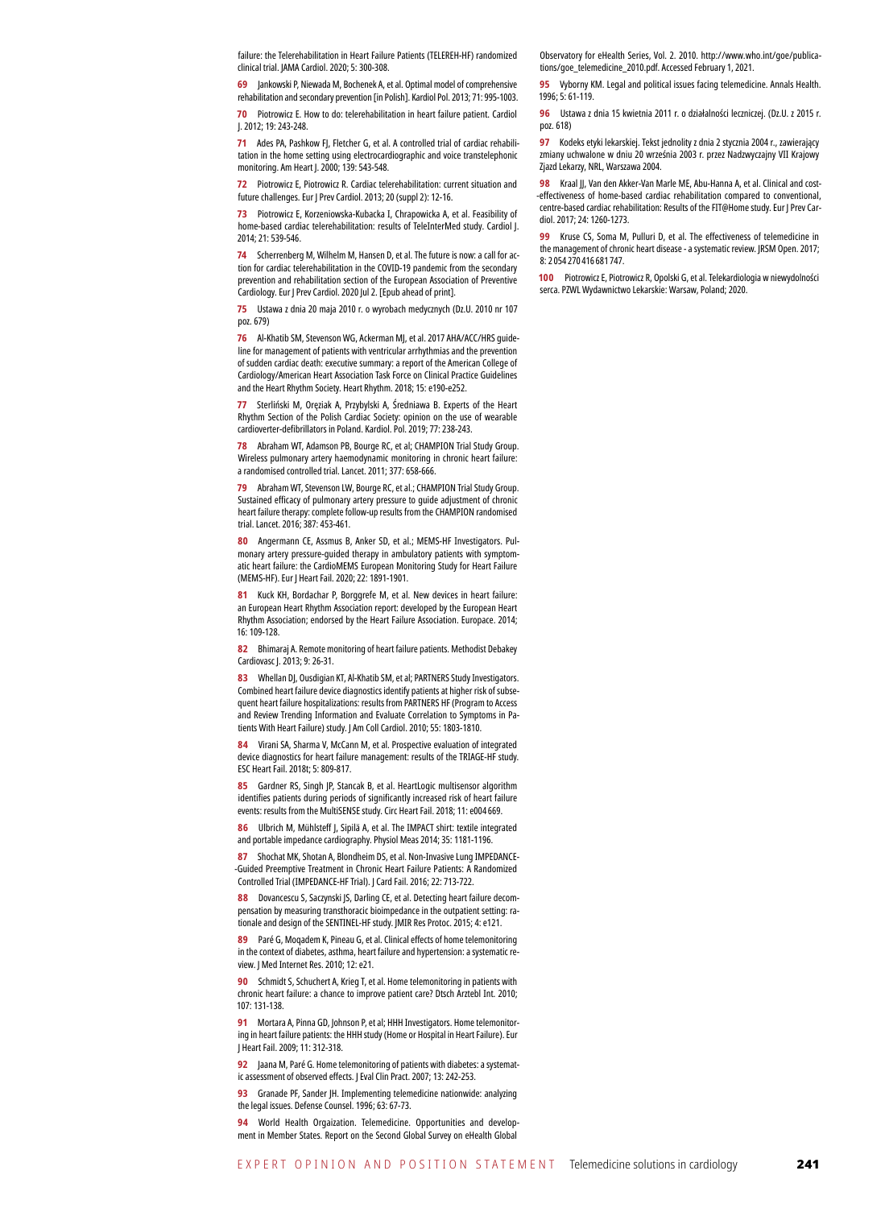failure: the Telerehabilitation in Heart Failure Patients (TELEREH-HF) randomized clinical trial. JAMA Cardiol. 2020; 5: 300-308.

**69** Jankowski P, Niewada M, Bochenek A, et al. Optimal model of comprehensive rehabilitation and secondary prevention [in Polish]. Kardiol Pol. 2013; 71: 995-1003.

**70** Piotrowicz E. How to do: telerehabilitation in heart failure patient. Cardiol J. 2012; 19: 243-248.

**71** Ades PA, Pashkow FJ, Fletcher G, et al. A controlled trial of cardiac rehabilitation in the home setting using electrocardiographic and voice transtelephonic monitoring. Am Heart J. 2000; 139: 543-548.

**72** Piotrowicz E, Piotrowicz R. Cardiac telerehabilitation: current situation and future challenges. Eur J Prev Cardiol. 2013; 20 (suppl 2): 12-16.

**73** Piotrowicz E, Korzeniowska-Kubacka I, Chrapowicka A, et al. Feasibility of home-based cardiac telerehabilitation: results of TeleInterMed study. Cardiol J. 2014; 21: 539-546.

**74** Scherrenberg M, Wilhelm M, Hansen D, et al. The future is now: a call for action for cardiac telerehabilitation in the COVID-19 pandemic from the secondary prevention and rehabilitation section of the European Association of Preventive Cardiology. Eur J Prev Cardiol. 2020 Jul 2. [Epub ahead of print].

**75** Ustawa z dnia 20 maja 2010 r. o wyrobach medycznych (Dz.U. 2010 nr 107 poz. 679)

**76** Al-Khatib SM, Stevenson WG, Ackerman MJ, et al. 2017 AHA/ACC/HRS guideline for management of patients with ventricular arrhythmias and the prevention of sudden cardiac death: executive summary: a report of the American College of Cardiology/American Heart Association Task Force on Clinical Practice Guidelines and the Heart Rhythm Society. Heart Rhythm. 2018; 15: e190-e252.

**77** Sterliński M, Oręziak A, Przybylski A, Średniawa B. Experts of the Heart Rhythm Section of the Polish Cardiac Society: opinion on the use of wearable cardioverter-defibrillators in Poland. Kardiol. Pol. 2019; 77: 238-243.

**78** Abraham WT, Adamson PB, Bourge RC, et al; CHAMPION Trial Study Group. Wireless pulmonary artery haemodynamic monitoring in chronic heart failure: a randomised controlled trial. Lancet. 2011; 377: 658-666.

**79** Abraham WT, Stevenson LW, Bourge RC, et al.; CHAMPION Trial Study Group. Sustained efficacy of pulmonary artery pressure to guide adjustment of chronic heart failure therapy: complete follow-up results from the CHAMPION randomised trial. Lancet. 2016; 387: 453-461.

**80** Angermann CE, Assmus B, Anker SD, et al.; MEMS-HF Investigators. Pulmonary artery pressure-guided therapy in ambulatory patients with symptomatic heart failure: the CardioMEMS European Monitoring Study for Heart Failure (MEMS-HF). Eur J Heart Fail. 2020; 22: 1891-1901.

**81** Kuck KH, Bordachar P, Borggrefe M, et al. New devices in heart failure: an European Heart Rhythm Association report: developed by the European Heart Rhythm Association; endorsed by the Heart Failure Association. Europace. 2014; 16: 109-128.

**82** Bhimaraj A. Remote monitoring of heart failure patients. Methodist Debakey Cardiovasc J. 2013; 9: 26-31.

**83** Whellan DJ, Ousdigian KT, Al-Khatib SM, et al; PARTNERS Study Investigators. Combined heart failure device diagnostics identify patients at higher risk of subsequent heart failure hospitalizations: results from PARTNERS HF (Program to Access and Review Trending Information and Evaluate Correlation to Symptoms in Patients With Heart Failure) study. J Am Coll Cardiol. 2010; 55: 1803-1810.

**84** Virani SA, Sharma V, McCann M, et al. Prospective evaluation of integrated device diagnostics for heart failure management: results of the TRIAGE-HF study. ESC Heart Fail. 2018t; 5: 809-817.

**85** Gardner RS, Singh JP, Stancak B, et al. HeartLogic multisensor algorithm identifies patients during periods of significantly increased risk of heart failure events: results from the MultiSENSE study. Circ Heart Fail. 2018; 11: e004 669.

**86** Ulbrich M, Mühlsteff J, Sipilä A, et al. The IMPACT shirt: textile integrated and portable impedance cardiography. Physiol Meas 2014; 35: 1181-1196.

**87** Shochat MK, Shotan A, Blondheim DS, et al. Non-Invasive Lung IMPEDANCE-Guided Preemptive Treatment in Chronic Heart Failure Patients: A Randomized Controlled Trial (IMPEDANCE-HF Trial). J Card Fail. 2016; 22: 713-722.

**88** Dovancescu S, Saczynski JS, Darling CE, et al. Detecting heart failure decompensation by measuring transthoracic bioimpedance in the outpatient setting: rationale and design of the SENTINEL-HF study. JMIR Res Protoc. 2015; 4: e121.

**89** Paré G, Moqadem K, Pineau G, et al. Clinical effects of home telemonitoring in the context of diabetes, asthma, heart failure and hypertension: a systematic review. J Med Internet Res. 2010; 12: e21.

**90** Schmidt S, Schuchert A, Krieg T, et al. Home telemonitoring in patients with chronic heart failure: a chance to improve patient care? Dtsch Arztebl Int. 2010; 107: 131-138.

**91** Mortara A, Pinna GD, Johnson P, et al; HHH Investigators. Home telemonitoring in heart failure patients: the HHH study (Home or Hospital in Heart Failure). Eur J Heart Fail. 2009; 11: 312-318.

**92** Jaana M, Paré G. Home telemonitoring of patients with diabetes: a systematic assessment of observed effects. J Eval Clin Pract. 2007; 13: 242-253.

**93** Granade PF, Sander JH. Implementing telemedicine nationwide: analyzing the legal issues. Defense Counsel. 1996; 63: 67-73.

**94** World Health Orgaization. Telemedicine. Opportunities and development in Member States. Report on the Second Global Survey on eHealth Global Observatory for eHealth Series, Vol. 2. 2010. http://www.who.int/goe/publications/goe_telemedicine_2010.pdf. Accessed February 1, 2021.

**95** Vyborny KM. Legal and political issues facing telemedicine. Annals Health. 1996; 5: 61-119.

**96** Ustawa z dnia 15 kwietnia 2011 r. o działalności leczniczej. (Dz.U. z 2015 r. poz. 618)

**97** Kodeks etyki lekarskiej. Tekst jednolity z dnia 2 stycznia 2004 r., zawierający zmiany uchwalone w dniu 20 września 2003 r. przez Nadzwyczajny VII Krajowy Zjazd Lekarzy, NRL, Warszawa 2004.

**98** Kraal JJ, Van den Akker-Van Marle ME, Abu-Hanna A, et al. Clinical and cost-effectiveness of home-based cardiac rehabilitation compared to conventional, centre-based cardiac rehabilitation: Results of the FIT@Home study. Eur J Prev Cardiol. 2017; 24: 1260-1273.

**99** Kruse CS, Soma M, Pulluri D, et al. The effectiveness of telemedicine in the management of chronic heart disease - a systematic review. JRSM Open. 2017; 8: 2 054 270 416 681 747.

**100** Piotrowicz E, Piotrowicz R, Opolski G, et al. Telekardiologia w niewydolności serca. PZWL Wydawnictwo Lekarskie: Warsaw, Poland; 2020.